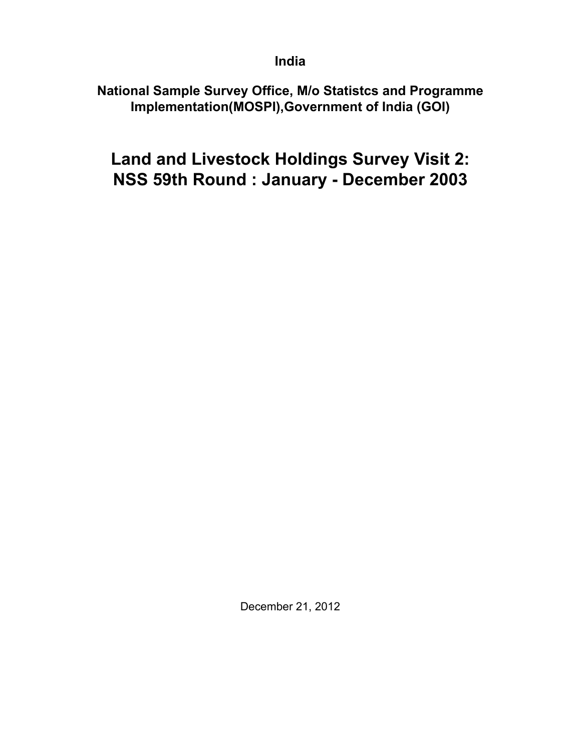**India**

**National Sample Survey Office, M/o Statistcs and Programme Implementation(MOSPI),Government of India (GOI)**

# Land and Livestock Holdings Survey Visit 2: NSS 59th Round : January - December 2003

December 21, 2012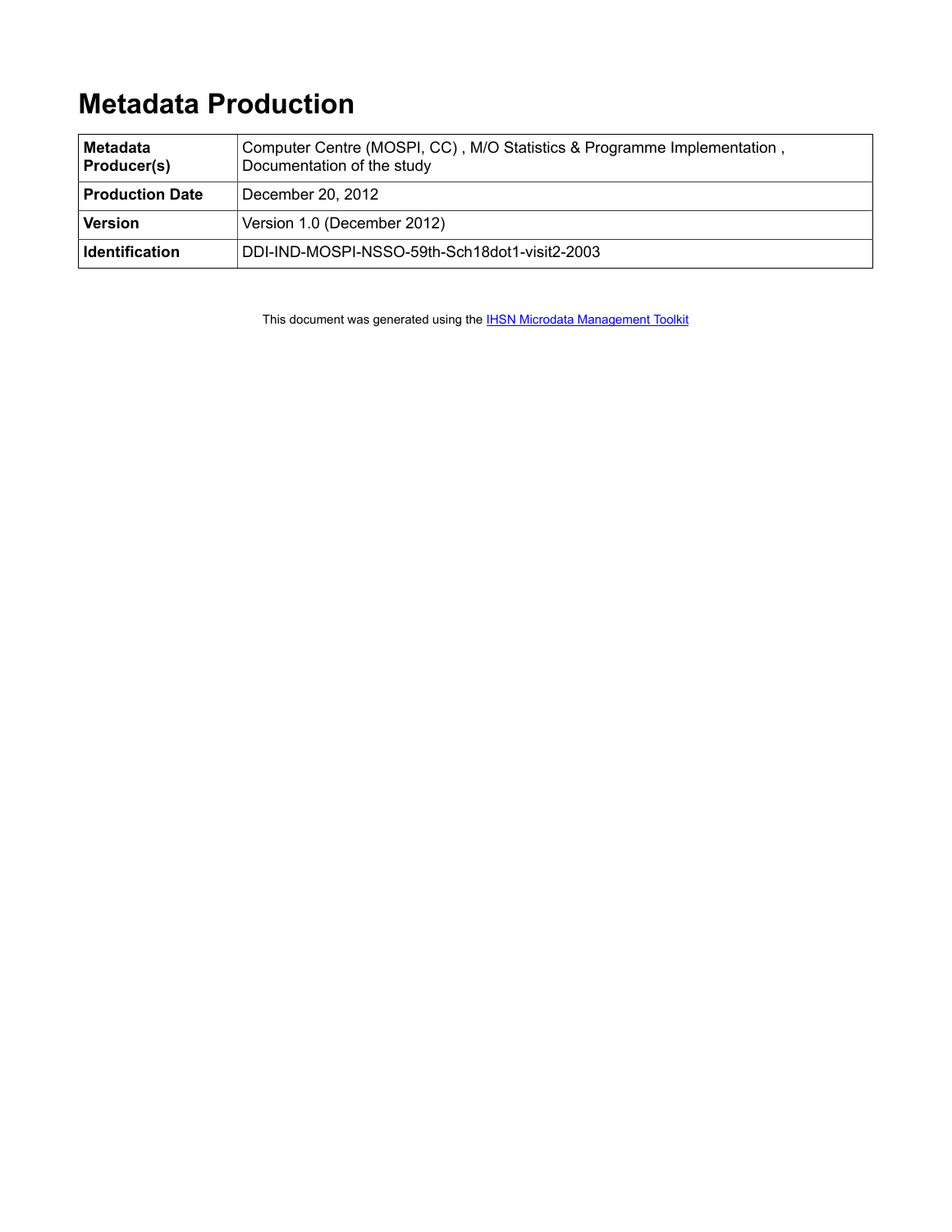# Metadata Production

| | |
|---|---|
| **Metadata Producer(s)** | Computer Centre (MOSPI, CC) , M/O Statistics & Programme Implementation , Documentation of the study |
| **Production Date** | December 20, 2012 |
| **Version** | Version 1.0 (December 2012) |
| **Identification** | DDI-IND-MOSPI-NSSO-59th-Sch18dot1-visit2-2003 |

This document was generated using the IHSN Microdata Management Toolkit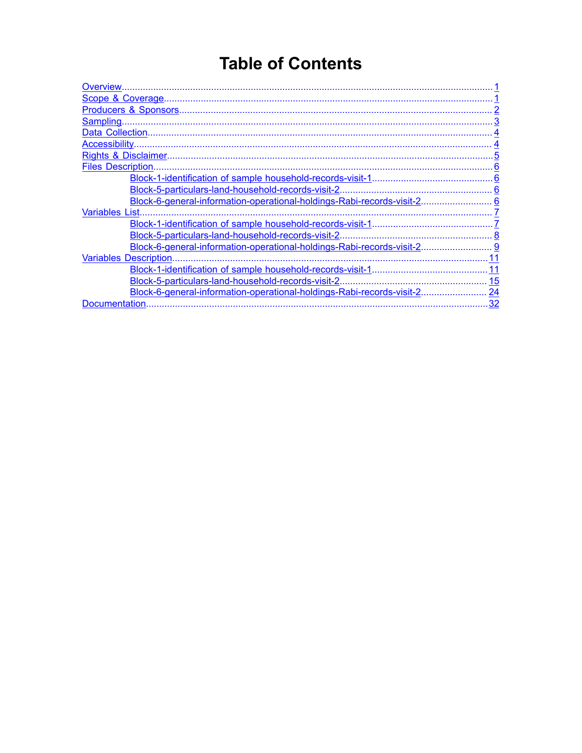# Table of Contents

- Overview............................................................................................................................................1
- Scope & Coverage...............................................................................................................................1
- Producers & Sponsors.........................................................................................................................2
- Sampling.............................................................................................................................................3
- Data Collection...................................................................................................................................4
- Accessibility........................................................................................................................................4
- Rights & Disclaimer.............................................................................................................................5
- Files Description.................................................................................................................................6
    - Block-1-identification of sample household-records-visit-1..............................................6
    - Block-5-particulars-land-household-records-visit-2..........................................................6
    - Block-6-general-information-operational-holdings-Rabi-records-visit-2..........................6
- Variables List.......................................................................................................................................7
    - Block-1-identification of sample household-records-visit-1..............................................7
    - Block-5-particulars-land-household-records-visit-2..........................................................8
    - Block-6-general-information-operational-holdings-Rabi-records-visit-2..........................9
- Variables Description........................................................................................................................11
    - Block-1-identification of sample household-records-visit-1............................................11
    - Block-5-particulars-land-household-records-visit-2........................................................15
    - Block-6-general-information-operational-holdings-Rabi-records-visit-2........................24
- Documentation..................................................................................................................................32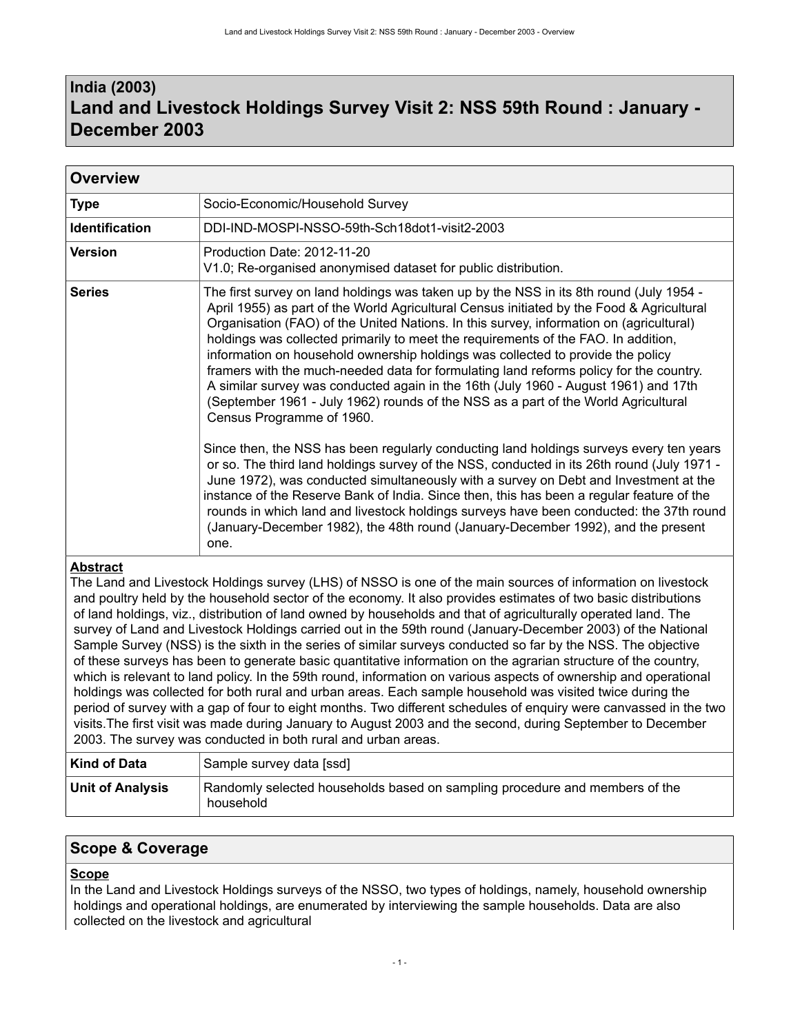# India (2003)
# Land and Livestock Holdings Survey Visit 2: NSS 59th Round : January - December 2003

## Overview

| | |
|---|---|
| **Type** | Socio-Economic/Household Survey |
| **Identification** | DDI-IND-MOSPI-NSSO-59th-Sch18dot1-visit2-2003 |
| **Version** | Production Date: 2012-11-20<br>V1.0; Re-organised anonymised dataset for public distribution. |
| **Series** | The first survey on land holdings was taken up by the NSS in its 8th round (July 1954 - April 1955) as part of the World Agricultural Census initiated by the Food & Agricultural Organisation (FAO) of the United Nations. In this survey, information on (agricultural) holdings was collected primarily to meet the requirements of the FAO. In addition, information on household ownership holdings was collected to provide the policy framers with the much-needed data for formulating land reforms policy for the country. A similar survey was conducted again in the 16th (July 1960 - August 1961) and 17th (September 1961 - July 1962) rounds of the NSS as a part of the World Agricultural Census Programme of 1960.<br><br>Since then, the NSS has been regularly conducting land holdings surveys every ten years or so. The third land holdings survey of the NSS, conducted in its 26th round (July 1971 - June 1972), was conducted simultaneously with a survey on Debt and Investment at the instance of the Reserve Bank of India. Since then, this has been a regular feature of the rounds in which land and livestock holdings surveys have been conducted: the 37th round (January-December 1982), the 48th round (January-December 1992), and the present one. |

### Abstract

The Land and Livestock Holdings survey (LHS) of NSSO is one of the main sources of information on livestock and poultry held by the household sector of the economy. It also provides estimates of two basic distributions of land holdings, viz., distribution of land owned by households and that of agriculturally operated land. The survey of Land and Livestock Holdings carried out in the 59th round (January-December 2003) of the National Sample Survey (NSS) is the sixth in the series of similar surveys conducted so far by the NSS. The objective of these surveys has been to generate basic quantitative information on the agrarian structure of the country, which is relevant to land policy. In the 59th round, information on various aspects of ownership and operational holdings was collected for both rural and urban areas. Each sample household was visited twice during the period of survey with a gap of four to eight months. Two different schedules of enquiry were canvassed in the two visits.The first visit was made during January to August 2003 and the second, during September to December 2003. The survey was conducted in both rural and urban areas.

| | |
|---|---|
| **Kind of Data** | Sample survey data [ssd] |
| **Unit of Analysis** | Randomly selected households based on sampling procedure and members of the household |

## Scope & Coverage

### Scope

In the Land and Livestock Holdings surveys of the NSSO, two types of holdings, namely, household ownership holdings and operational holdings, are enumerated by interviewing the sample households. Data are also collected on the livestock and agricultural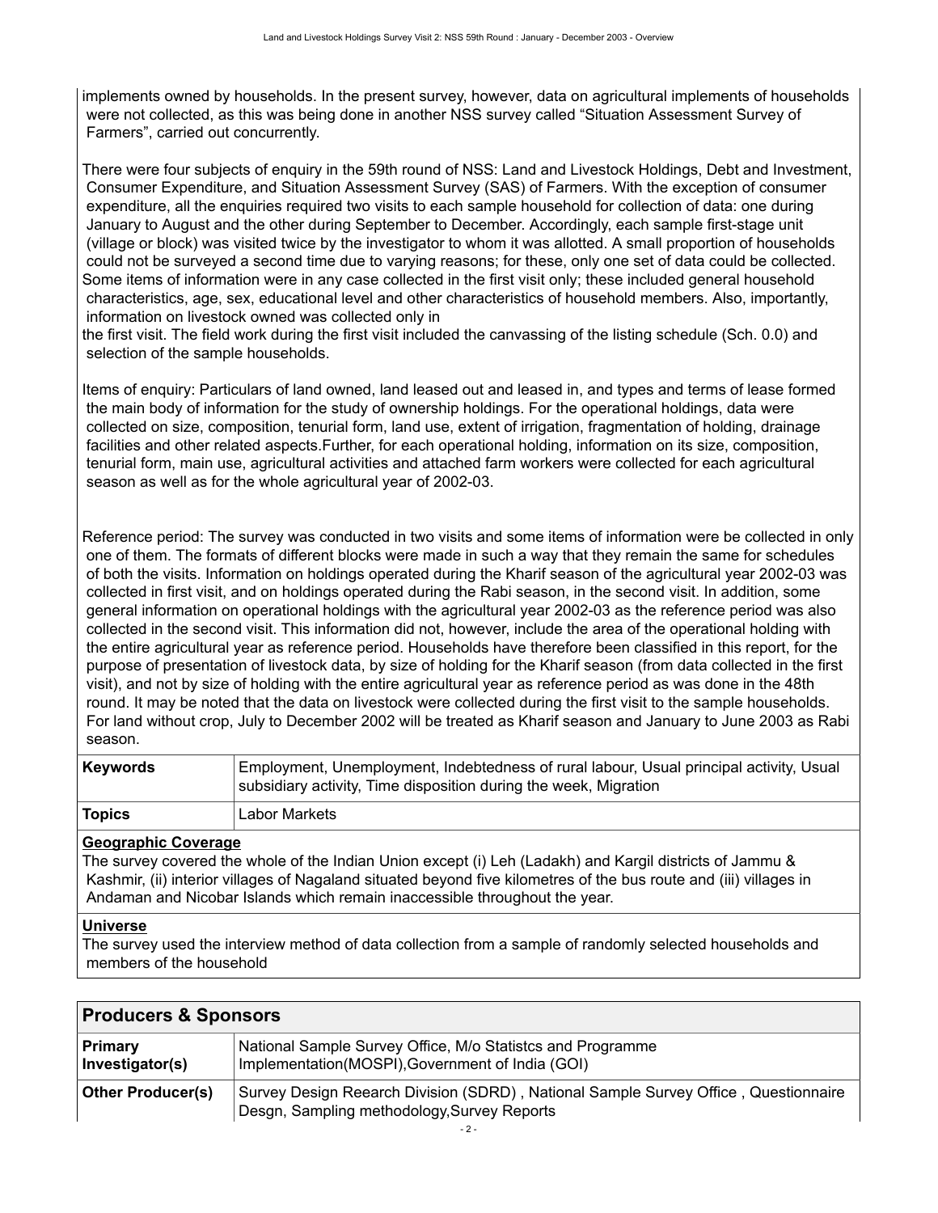implements owned by households. In the present survey, however, data on agricultural implements of households were not collected, as this was being done in another NSS survey called "Situation Assessment Survey of Farmers", carried out concurrently.

There were four subjects of enquiry in the 59th round of NSS: Land and Livestock Holdings, Debt and Investment, Consumer Expenditure, and Situation Assessment Survey (SAS) of Farmers. With the exception of consumer expenditure, all the enquiries required two visits to each sample household for collection of data: one during January to August and the other during September to December. Accordingly, each sample first-stage unit (village or block) was visited twice by the investigator to whom it was allotted. A small proportion of households could not be surveyed a second time due to varying reasons; for these, only one set of data could be collected. Some items of information were in any case collected in the first visit only; these included general household characteristics, age, sex, educational level and other characteristics of household members. Also, importantly, information on livestock owned was collected only in
the first visit. The field work during the first visit included the canvassing of the listing schedule (Sch. 0.0) and selection of the sample households.

Items of enquiry: Particulars of land owned, land leased out and leased in, and types and terms of lease formed the main body of information for the study of ownership holdings. For the operational holdings, data were collected on size, composition, tenurial form, land use, extent of irrigation, fragmentation of holding, drainage facilities and other related aspects.Further, for each operational holding, information on its size, composition, tenurial form, main use, agricultural activities and attached farm workers were collected for each agricultural season as well as for the whole agricultural year of 2002-03.

Reference period: The survey was conducted in two visits and some items of information were be collected in only one of them. The formats of different blocks were made in such a way that they remain the same for schedules of both the visits. Information on holdings operated during the Kharif season of the agricultural year 2002-03 was collected in first visit, and on holdings operated during the Rabi season, in the second visit. In addition, some general information on operational holdings with the agricultural year 2002-03 as the reference period was also collected in the second visit. This information did not, however, include the area of the operational holding with the entire agricultural year as reference period. Households have therefore been classified in this report, for the purpose of presentation of livestock data, by size of holding for the Kharif season (from data collected in the first visit), and not by size of holding with the entire agricultural year as reference period as was done in the 48th round. It may be noted that the data on livestock were collected during the first visit to the sample households. For land without crop, July to December 2002 will be treated as Kharif season and January to June 2003 as Rabi season.

| | |
|---|---|
| **Keywords** | Employment, Unemployment, Indebtedness of rural labour, Usual principal activity, Usual subsidiary activity, Time disposition during the week, Migration |
| **Topics** | Labor Markets |

**Geographic Coverage**

The survey covered the whole of the Indian Union except (i) Leh (Ladakh) and Kargil districts of Jammu & Kashmir, (ii) interior villages of Nagaland situated beyond five kilometres of the bus route and (iii) villages in Andaman and Nicobar Islands which remain inaccessible throughout the year.

**Universe**

The survey used the interview method of data collection from a sample of randomly selected households and members of the household

## Producers & Sponsors

| | |
|---|---|
| **Primary Investigator(s)** | National Sample Survey Office, M/o Statistcs and Programme Implementation(MOSPI),Government of India (GOI) |
| **Other Producer(s)** | Survey Design Reearch Division (SDRD) , National Sample Survey Office , Questionnaire Desgn, Sampling methodology,Survey Reports |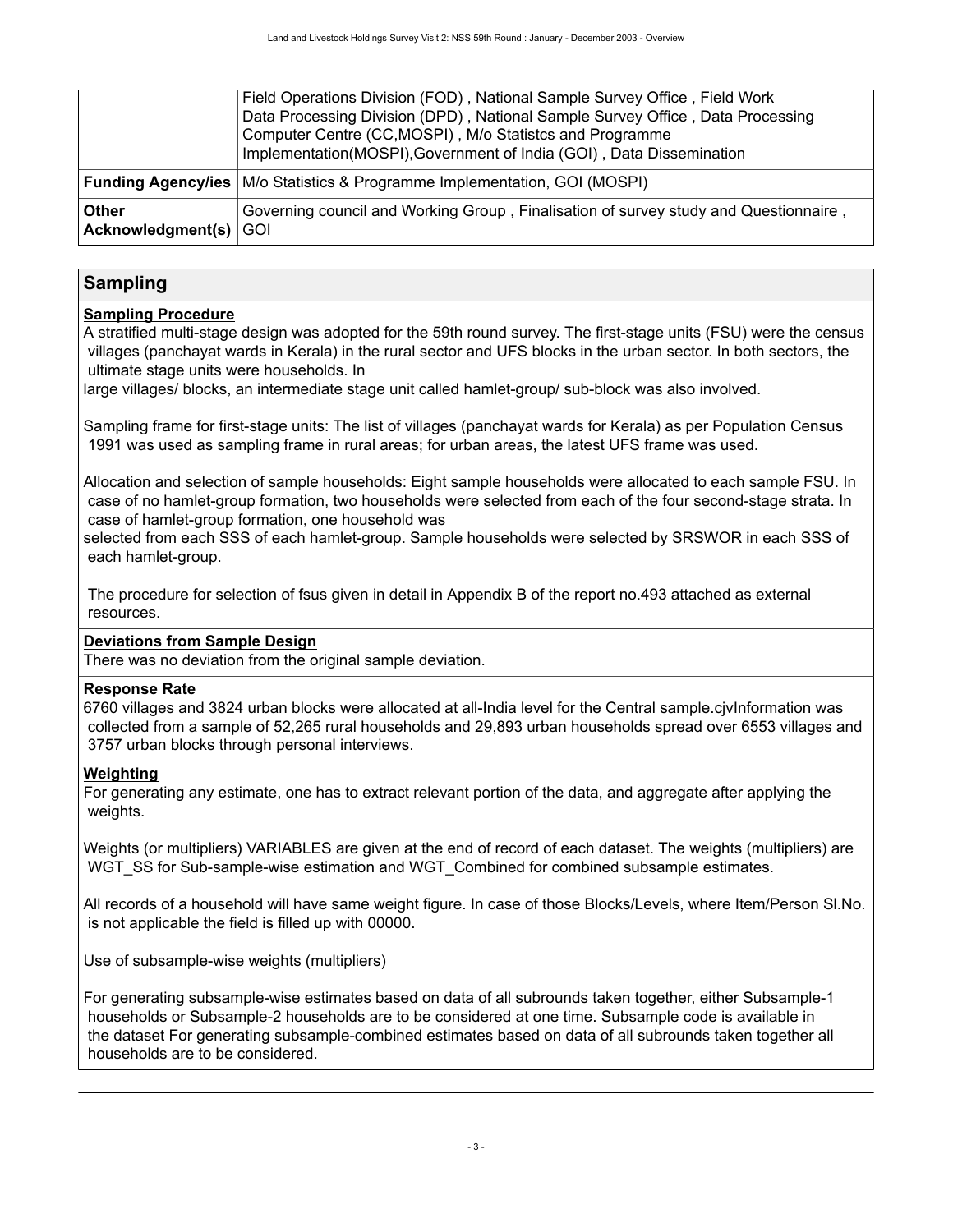| | |
|---|---|
| | Field Operations Division (FOD) , National Sample Survey Office , Field Work<br>Data Processing Division (DPD) , National Sample Survey Office , Data Processing<br>Computer Centre (CC,MOSPI) , M/o Statistcs and Programme Implementation(MOSPI),Government of India (GOI) , Data Dissemination |
| **Funding Agency/ies** | M/o Statistics & Programme Implementation, GOI (MOSPI) |
| **Other Acknowledgment(s)** | Governing council and Working Group , Finalisation of survey study and Questionnaire , GOI |

## Sampling

**Sampling Procedure**

A stratified multi-stage design was adopted for the 59th round survey. The first-stage units (FSU) were the census villages (panchayat wards in Kerala) in the rural sector and UFS blocks in the urban sector. In both sectors, the ultimate stage units were households. In
large villages/ blocks, an intermediate stage unit called hamlet-group/ sub-block was also involved.

Sampling frame for first-stage units: The list of villages (panchayat wards for Kerala) as per Population Census 1991 was used as sampling frame in rural areas; for urban areas, the latest UFS frame was used.

Allocation and selection of sample households: Eight sample households were allocated to each sample FSU. In case of no hamlet-group formation, two households were selected from each of the four second-stage strata. In case of hamlet-group formation, one household was
selected from each SSS of each hamlet-group. Sample households were selected by SRSWOR in each SSS of each hamlet-group.

The procedure for selection of fsus given in detail in Appendix B of the report no.493 attached as external resources.

**Deviations from Sample Design**

There was no deviation from the original sample deviation.

**Response Rate**

6760 villages and 3824 urban blocks were allocated at all-India level for the Central sample.cjvInformation was collected from a sample of 52,265 rural households and 29,893 urban households spread over 6553 villages and 3757 urban blocks through personal interviews.

**Weighting**

For generating any estimate, one has to extract relevant portion of the data, and aggregate after applying the weights.

Weights (or multipliers) VARIABLES are given at the end of record of each dataset. The weights (multipliers) are WGT_SS for Sub-sample-wise estimation and WGT_Combined for combined subsample estimates.

All records of a household will have same weight figure. In case of those Blocks/Levels, where Item/Person Sl.No. is not applicable the field is filled up with 00000.

Use of subsample-wise weights (multipliers)

For generating subsample-wise estimates based on data of all subrounds taken together, either Subsample-1 households or Subsample-2 households are to be considered at one time. Subsample code is available in the dataset For generating subsample-combined estimates based on data of all subrounds taken together all households are to be considered.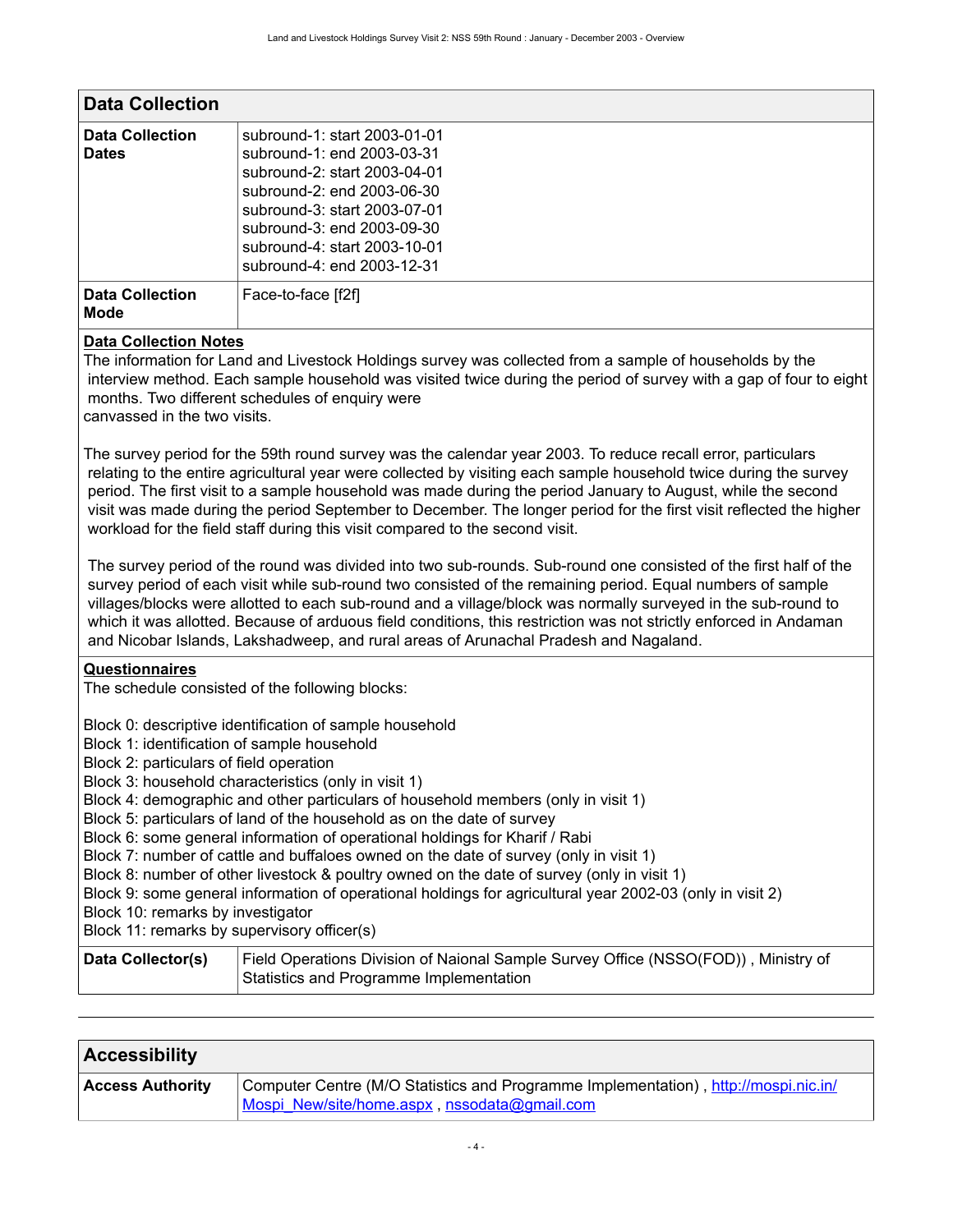## Data Collection

| | |
|---|---|
| **Data Collection Dates** | subround-1: start 2003-01-01<br>subround-1: end 2003-03-31<br>subround-2: start 2003-04-01<br>subround-2: end 2003-06-30<br>subround-3: start 2003-07-01<br>subround-3: end 2003-09-30<br>subround-4: start 2003-10-01<br>subround-4: end 2003-12-31 |
| **Data Collection Mode** | Face-to-face [f2f] |

**Data Collection Notes**

The information for Land and Livestock Holdings survey was collected from a sample of households by the interview method. Each sample household was visited twice during the period of survey with a gap of four to eight months. Two different schedules of enquiry were canvassed in the two visits.

The survey period for the 59th round survey was the calendar year 2003. To reduce recall error, particulars relating to the entire agricultural year were collected by visiting each sample household twice during the survey period. The first visit to a sample household was made during the period January to August, while the second visit was made during the period September to December. The longer period for the first visit reflected the higher workload for the field staff during this visit compared to the second visit.

The survey period of the round was divided into two sub-rounds. Sub-round one consisted of the first half of the survey period of each visit while sub-round two consisted of the remaining period. Equal numbers of sample villages/blocks were allotted to each sub-round and a village/block was normally surveyed in the sub-round to which it was allotted. Because of arduous field conditions, this restriction was not strictly enforced in Andaman and Nicobar Islands, Lakshadweep, and rural areas of Arunachal Pradesh and Nagaland.

**Questionnaires**

The schedule consisted of the following blocks:

Block 0: descriptive identification of sample household
Block 1: identification of sample household
Block 2: particulars of field operation
Block 3: household characteristics (only in visit 1)
Block 4: demographic and other particulars of household members (only in visit 1)
Block 5: particulars of land of the household as on the date of survey
Block 6: some general information of operational holdings for Kharif / Rabi
Block 7: number of cattle and buffaloes owned on the date of survey (only in visit 1)
Block 8: number of other livestock & poultry owned on the date of survey (only in visit 1)
Block 9: some general information of operational holdings for agricultural year 2002-03 (only in visit 2)
Block 10: remarks by investigator
Block 11: remarks by supervisory officer(s)

| | |
|---|---|
| **Data Collector(s)** | Field Operations Division of Naional Sample Survey Office (NSSO(FOD)) , Ministry of Statistics and Programme Implementation |

## Accessibility

| | |
|---|---|
| **Access Authority** | Computer Centre (M/O Statistics and Programme Implementation) , http://mospi.nic.in/Mospi_New/site/home.aspx , nssodata@gmail.com |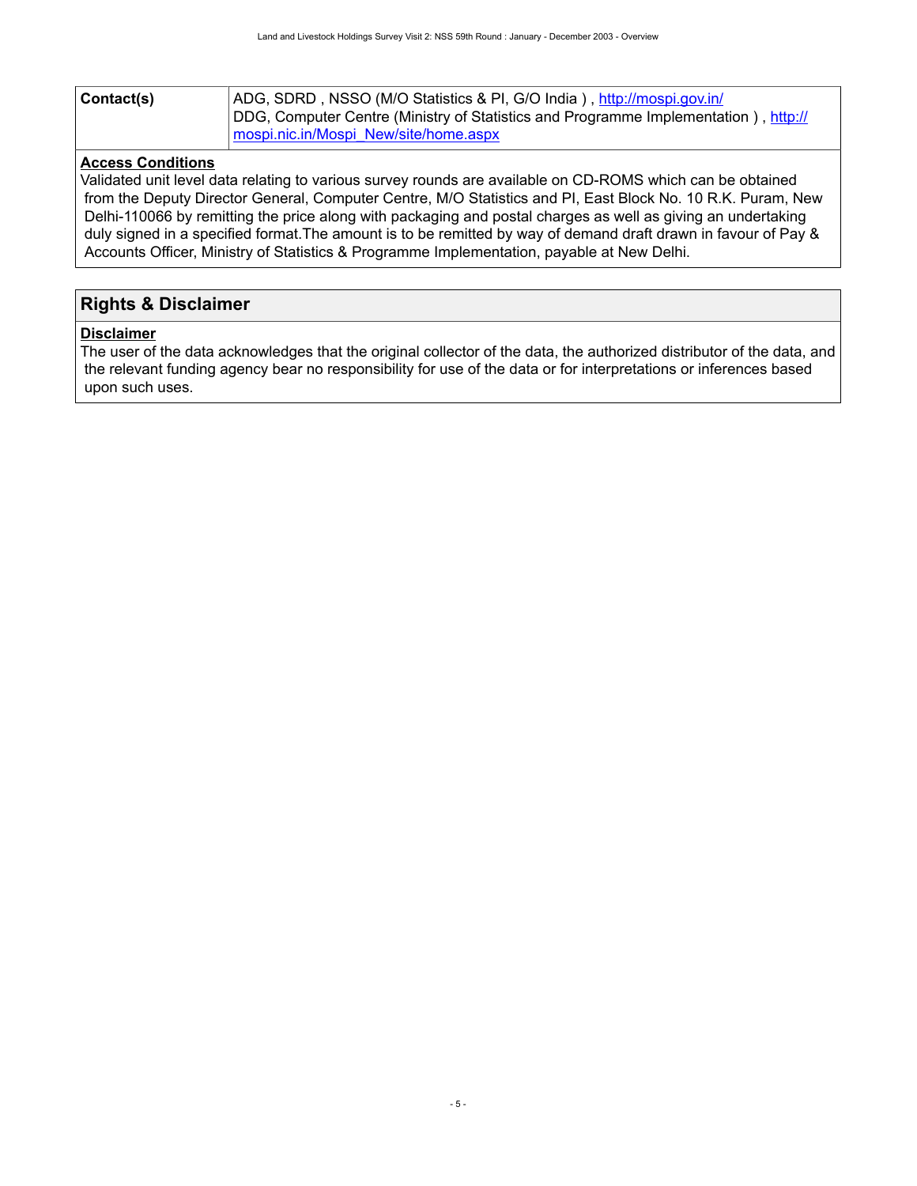| Contact(s) | ADG, SDRD , NSSO (M/O Statistics & PI, G/O India ) , http://mospi.gov.in/<br>DDG, Computer Centre (Ministry of Statistics and Programme Implementation ) , http://mospi.nic.in/Mospi_New/site/home.aspx |
|---|---|

**Access Conditions**

Validated unit level data relating to various survey rounds are available on CD-ROMS which can be obtained from the Deputy Director General, Computer Centre, M/O Statistics and PI, East Block No. 10 R.K. Puram, New Delhi-110066 by remitting the price along with packaging and postal charges as well as giving an undertaking duly signed in a specified format.The amount is to be remitted by way of demand draft drawn in favour of Pay & Accounts Officer, Ministry of Statistics & Programme Implementation, payable at New Delhi.

## Rights & Disclaimer

**Disclaimer**

The user of the data acknowledges that the original collector of the data, the authorized distributor of the data, and the relevant funding agency bear no responsibility for use of the data or for interpretations or inferences based upon such uses.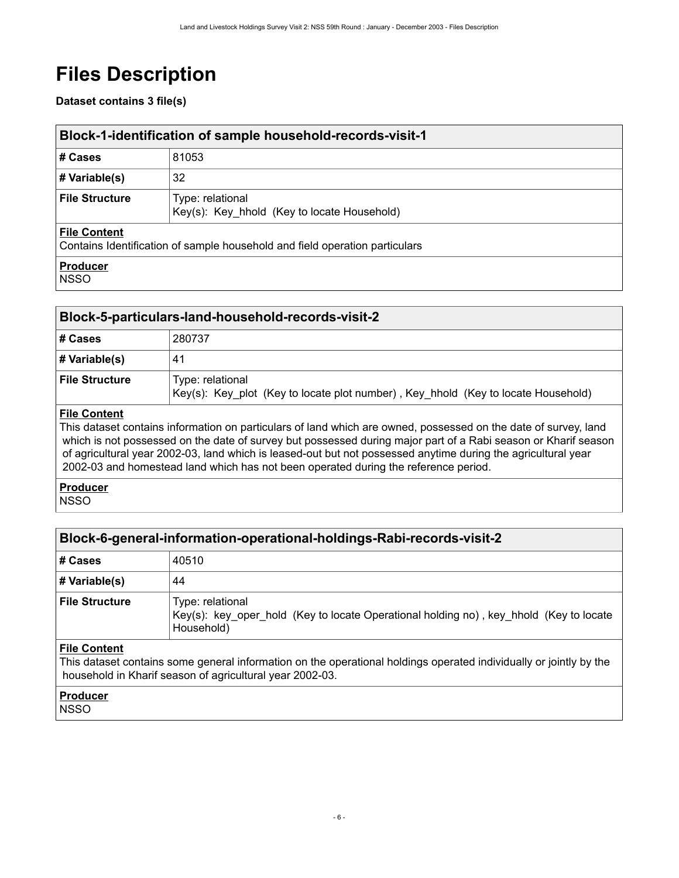# Files Description

**Dataset contains 3 file(s)**

## Block-1-identification of sample household-records-visit-1

| # Cases | 81053 |
| --- | --- |
| # Variable(s) | 32 |
| File Structure | Type: relational<br>Key(s): Key_hhold (Key to locate Household) |

**File Content**

Contains Identification of sample household and field operation particulars

**Producer**

NSSO

## Block-5-particulars-land-household-records-visit-2

| # Cases | 280737 |
| --- | --- |
| # Variable(s) | 41 |
| File Structure | Type: relational<br>Key(s): Key_plot (Key to locate plot number) , Key_hhold (Key to locate Household) |

**File Content**

This dataset contains information on particulars of land which are owned, possessed on the date of survey, land which is not possessed on the date of survey but possessed during major part of a Rabi season or Kharif season of agricultural year 2002-03, land which is leased-out but not possessed anytime during the agricultural year 2002-03 and homestead land which has not been operated during the reference period.

**Producer**

NSSO

## Block-6-general-information-operational-holdings-Rabi-records-visit-2

| # Cases | 40510 |
| --- | --- |
| # Variable(s) | 44 |
| File Structure | Type: relational<br>Key(s): key_oper_hold (Key to locate Operational holding no) , key_hhold (Key to locate Household) |

**File Content**

This dataset contains some general information on the operational holdings operated individually or jointly by the household in Kharif season of agricultural year 2002-03.

**Producer**

NSSO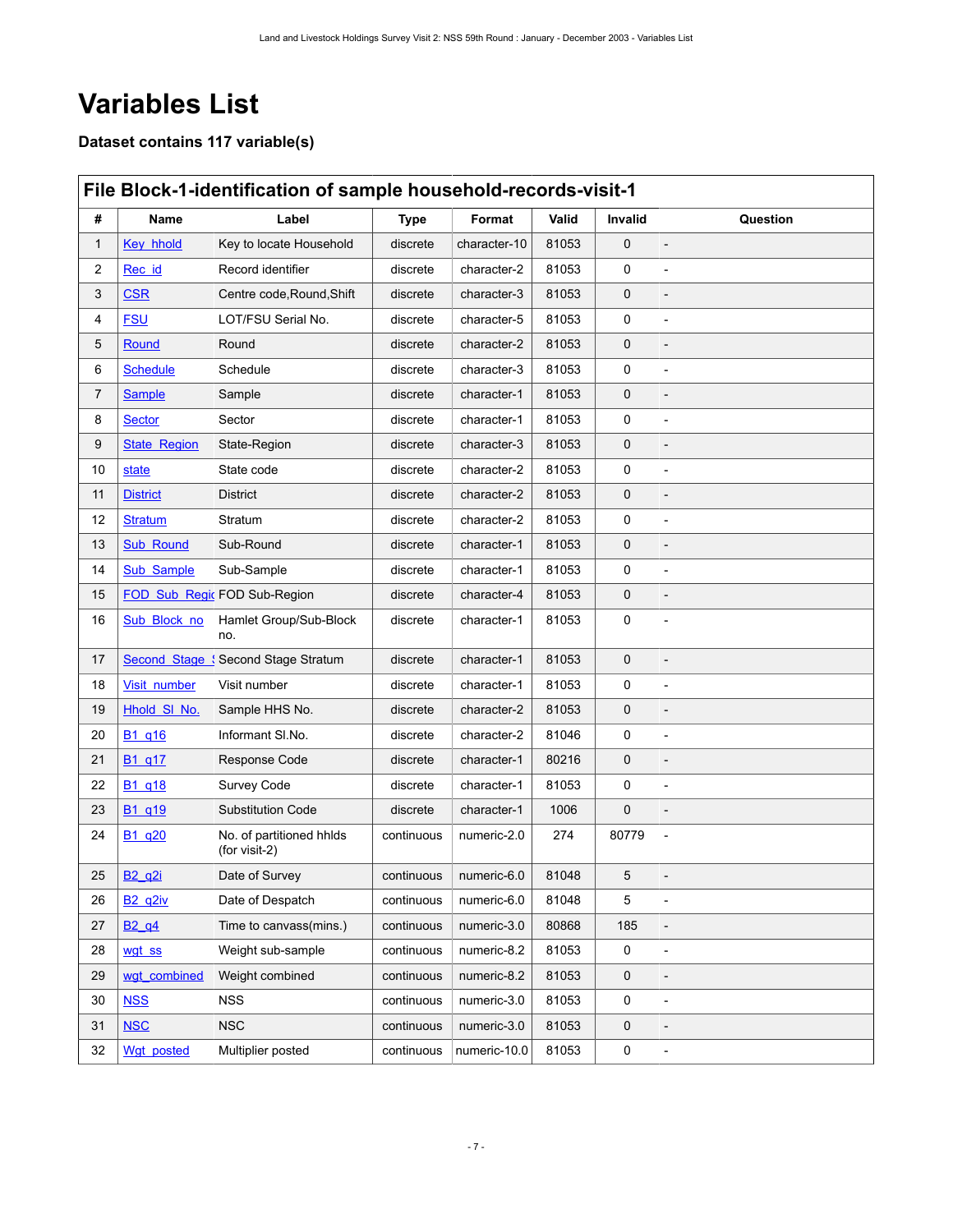# Variables List

### Dataset contains 117 variable(s)

## File Block-1-identification of sample household-records-visit-1

| # | Name | Label | Type | Format | Valid | Invalid | Question |
|---|---|---|---|---|---|---|---|
| 1 | Key_hhold | Key to locate Household | discrete | character-10 | 81053 | 0 | - |
| 2 | Rec_id | Record identifier | discrete | character-2 | 81053 | 0 | - |
| 3 | CSR | Centre code,Round,Shift | discrete | character-3 | 81053 | 0 | - |
| 4 | FSU | LOT/FSU Serial No. | discrete | character-5 | 81053 | 0 | - |
| 5 | Round | Round | discrete | character-2 | 81053 | 0 | - |
| 6 | Schedule | Schedule | discrete | character-3 | 81053 | 0 | - |
| 7 | Sample | Sample | discrete | character-1 | 81053 | 0 | - |
| 8 | Sector | Sector | discrete | character-1 | 81053 | 0 | - |
| 9 | State_Region | State-Region | discrete | character-3 | 81053 | 0 | - |
| 10 | state | State code | discrete | character-2 | 81053 | 0 | - |
| 11 | District | District | discrete | character-2 | 81053 | 0 | - |
| 12 | Stratum | Stratum | discrete | character-2 | 81053 | 0 | - |
| 13 | Sub_Round | Sub-Round | discrete | character-1 | 81053 | 0 | - |
| 14 | Sub_Sample | Sub-Sample | discrete | character-1 | 81053 | 0 | - |
| 15 | FOD_Sub_Regi | FOD Sub-Region | discrete | character-4 | 81053 | 0 | - |
| 16 | Sub_Block_no | Hamlet Group/Sub-Block no. | discrete | character-1 | 81053 | 0 | - |
| 17 | Second_Stage_ | Second Stage Stratum | discrete | character-1 | 81053 | 0 | - |
| 18 | Visit_number | Visit number | discrete | character-1 | 81053 | 0 | - |
| 19 | Hhold_Sl_No. | Sample HHS No. | discrete | character-2 | 81053 | 0 | - |
| 20 | B1_q16 | Informant Sl.No. | discrete | character-2 | 81046 | 0 | - |
| 21 | B1_q17 | Response Code | discrete | character-1 | 80216 | 0 | - |
| 22 | B1_q18 | Survey Code | discrete | character-1 | 81053 | 0 | - |
| 23 | B1_q19 | Substitution Code | discrete | character-1 | 1006 | 0 | - |
| 24 | B1_q20 | No. of partitioned hhlds (for visit-2) | continuous | numeric-2.0 | 274 | 80779 | - |
| 25 | B2_q2i | Date of Survey | continuous | numeric-6.0 | 81048 | 5 | - |
| 26 | B2_q2iv | Date of Despatch | continuous | numeric-6.0 | 81048 | 5 | - |
| 27 | B2_q4 | Time to canvass(mins.) | continuous | numeric-3.0 | 80868 | 185 | - |
| 28 | wgt_ss | Weight sub-sample | continuous | numeric-8.2 | 81053 | 0 | - |
| 29 | wgt_combined | Weight combined | continuous | numeric-8.2 | 81053 | 0 | - |
| 30 | NSS | NSS | continuous | numeric-3.0 | 81053 | 0 | - |
| 31 | NSC | NSC | continuous | numeric-3.0 | 81053 | 0 | - |
| 32 | Wgt_posted | Multiplier posted | continuous | numeric-10.0 | 81053 | 0 | - |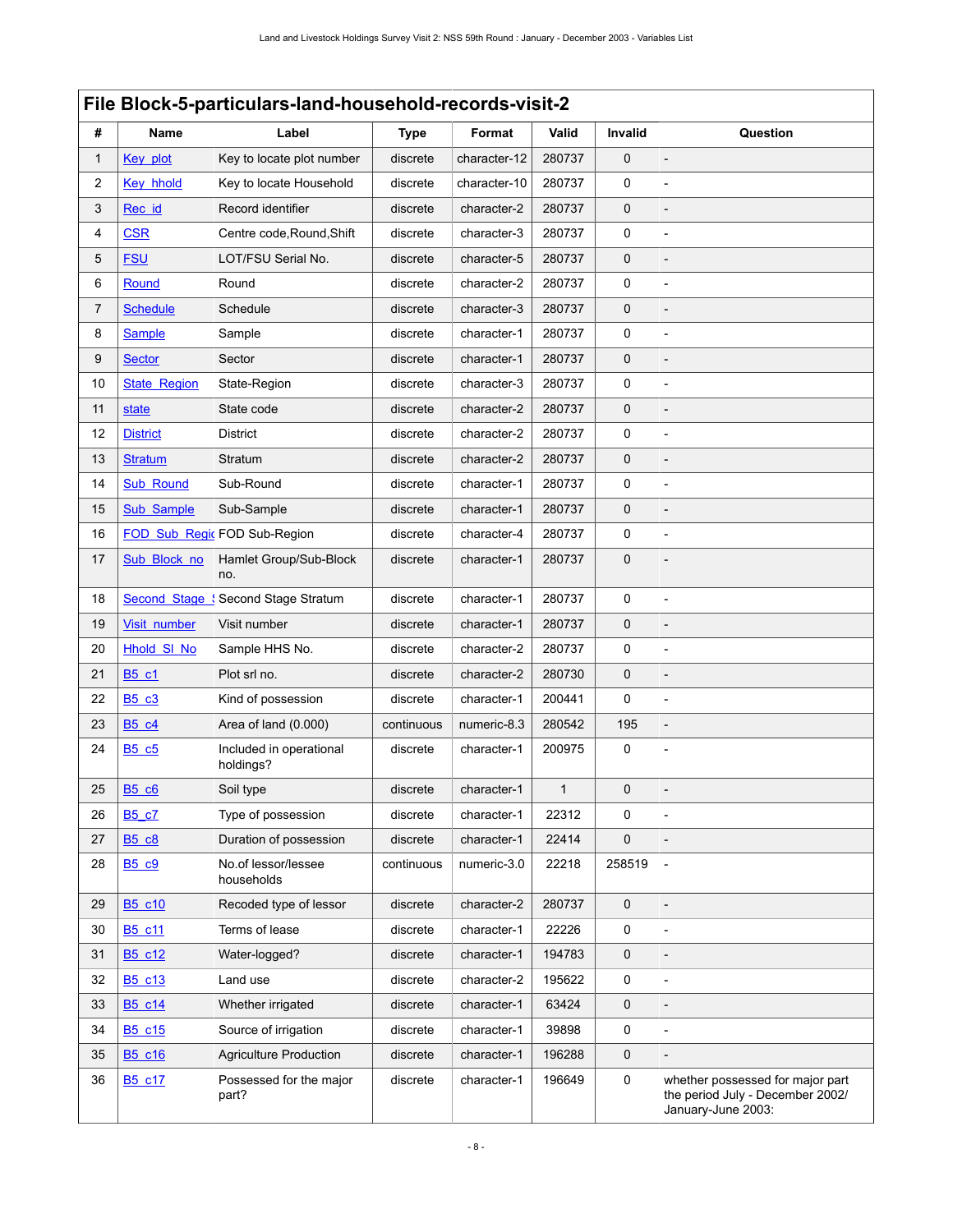## File Block-5-particulars-land-household-records-visit-2

| # | Name | Label | Type | Format | Valid | Invalid | Question |
|---|---|---|---|---|---|---|---|
| 1 | Key_plot | Key to locate plot number | discrete | character-12 | 280737 | 0 | - |
| 2 | Key_hhold | Key to locate Household | discrete | character-10 | 280737 | 0 | - |
| 3 | Rec_id | Record identifier | discrete | character-2 | 280737 | 0 | - |
| 4 | CSR | Centre code,Round,Shift | discrete | character-3 | 280737 | 0 | - |
| 5 | FSU | LOT/FSU Serial No. | discrete | character-5 | 280737 | 0 | - |
| 6 | Round | Round | discrete | character-2 | 280737 | 0 | - |
| 7 | Schedule | Schedule | discrete | character-3 | 280737 | 0 | - |
| 8 | Sample | Sample | discrete | character-1 | 280737 | 0 | - |
| 9 | Sector | Sector | discrete | character-1 | 280737 | 0 | - |
| 10 | State_Region | State-Region | discrete | character-3 | 280737 | 0 | - |
| 11 | state | State code | discrete | character-2 | 280737 | 0 | - |
| 12 | District | District | discrete | character-2 | 280737 | 0 | - |
| 13 | Stratum | Stratum | discrete | character-2 | 280737 | 0 | - |
| 14 | Sub_Round | Sub-Round | discrete | character-1 | 280737 | 0 | - |
| 15 | Sub_Sample | Sub-Sample | discrete | character-1 | 280737 | 0 | - |
| 16 | FOD_Sub_Regi | FOD Sub-Region | discrete | character-4 | 280737 | 0 | - |
| 17 | Sub_Block_no | Hamlet Group/Sub-Block no. | discrete | character-1 | 280737 | 0 | - |
| 18 | Second_Stage_ | Second Stage Stratum | discrete | character-1 | 280737 | 0 | - |
| 19 | Visit_number | Visit number | discrete | character-1 | 280737 | 0 | - |
| 20 | Hhold_Sl_No | Sample HHS No. | discrete | character-2 | 280737 | 0 | - |
| 21 | B5_c1 | Plot srl no. | discrete | character-2 | 280730 | 0 | - |
| 22 | B5_c3 | Kind of possession | discrete | character-1 | 200441 | 0 | - |
| 23 | B5_c4 | Area of land (0.000) | continuous | numeric-8.3 | 280542 | 195 | - |
| 24 | B5_c5 | Included in operational holdings? | discrete | character-1 | 200975 | 0 | - |
| 25 | B5_c6 | Soil type | discrete | character-1 | 1 | 0 | - |
| 26 | B5_c7 | Type of possession | discrete | character-1 | 22312 | 0 | - |
| 27 | B5_c8 | Duration of possession | discrete | character-1 | 22414 | 0 | - |
| 28 | B5_c9 | No.of lessor/lessee households | continuous | numeric-3.0 | 22218 | 258519 | - |
| 29 | B5_c10 | Recoded type of lessor | discrete | character-2 | 280737 | 0 | - |
| 30 | B5_c11 | Terms of lease | discrete | character-1 | 22226 | 0 | - |
| 31 | B5_c12 | Water-logged? | discrete | character-1 | 194783 | 0 | - |
| 32 | B5_c13 | Land use | discrete | character-2 | 195622 | 0 | - |
| 33 | B5_c14 | Whether irrigated | discrete | character-1 | 63424 | 0 | - |
| 34 | B5_c15 | Source of irrigation | discrete | character-1 | 39898 | 0 | - |
| 35 | B5_c16 | Agriculture Production | discrete | character-1 | 196288 | 0 | - |
| 36 | B5_c17 | Possessed for the major part? | discrete | character-1 | 196649 | 0 | whether possessed for major part the period July - December 2002/ January-June 2003: |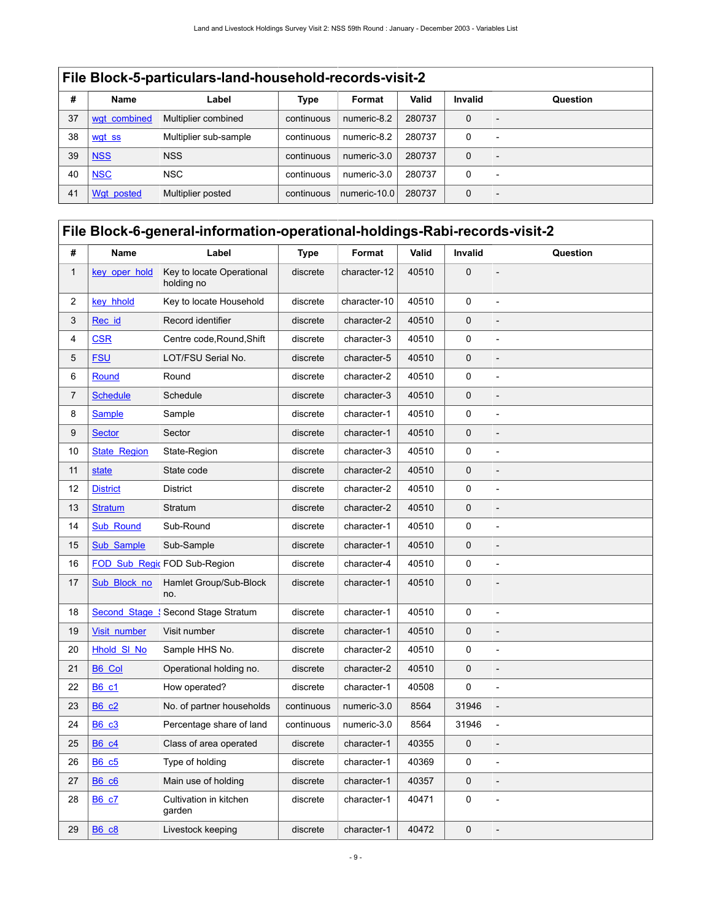## File Block-5-particulars-land-household-records-visit-2

| # | Name | Label | Type | Format | Valid | Invalid | Question |
|---|---|---|---|---|---|---|---|
| 37 | wgt_combined | Multiplier combined | continuous | numeric-8.2 | 280737 | 0 | - |
| 38 | wgt_ss | Multiplier sub-sample | continuous | numeric-8.2 | 280737 | 0 | - |
| 39 | NSS | NSS | continuous | numeric-3.0 | 280737 | 0 | - |
| 40 | NSC | NSC | continuous | numeric-3.0 | 280737 | 0 | - |
| 41 | Wgt_posted | Multiplier posted | continuous | numeric-10.0 | 280737 | 0 | - |

## File Block-6-general-information-operational-holdings-Rabi-records-visit-2

| # | Name | Label | Type | Format | Valid | Invalid | Question |
|---|---|---|---|---|---|---|---|
| 1 | key_oper_hold | Key to locate Operational holding no | discrete | character-12 | 40510 | 0 | - |
| 2 | key_hhold | Key to locate Household | discrete | character-10 | 40510 | 0 | - |
| 3 | Rec_id | Record identifier | discrete | character-2 | 40510 | 0 | - |
| 4 | CSR | Centre code,Round,Shift | discrete | character-3 | 40510 | 0 | - |
| 5 | FSU | LOT/FSU Serial No. | discrete | character-5 | 40510 | 0 | - |
| 6 | Round | Round | discrete | character-2 | 40510 | 0 | - |
| 7 | Schedule | Schedule | discrete | character-3 | 40510 | 0 | - |
| 8 | Sample | Sample | discrete | character-1 | 40510 | 0 | - |
| 9 | Sector | Sector | discrete | character-1 | 40510 | 0 | - |
| 10 | State_Region | State-Region | discrete | character-3 | 40510 | 0 | - |
| 11 | state | State code | discrete | character-2 | 40510 | 0 | - |
| 12 | District | District | discrete | character-2 | 40510 | 0 | - |
| 13 | Stratum | Stratum | discrete | character-2 | 40510 | 0 | - |
| 14 | Sub_Round | Sub-Round | discrete | character-1 | 40510 | 0 | - |
| 15 | Sub_Sample | Sub-Sample | discrete | character-1 | 40510 | 0 | - |
| 16 | FOD_Sub_Regio | FOD Sub-Region | discrete | character-4 | 40510 | 0 | - |
| 17 | Sub_Block_no | Hamlet Group/Sub-Block no. | discrete | character-1 | 40510 | 0 | - |
| 18 | Second_Stage_S | Second Stage Stratum | discrete | character-1 | 40510 | 0 | - |
| 19 | Visit_number | Visit number | discrete | character-1 | 40510 | 0 | - |
| 20 | Hhold_Sl_No | Sample HHS No. | discrete | character-2 | 40510 | 0 | - |
| 21 | B6_Col | Operational holding no. | discrete | character-2 | 40510 | 0 | - |
| 22 | B6_c1 | How operated? | discrete | character-1 | 40508 | 0 | - |
| 23 | B6_c2 | No. of partner households | continuous | numeric-3.0 | 8564 | 31946 | - |
| 24 | B6_c3 | Percentage share of land | continuous | numeric-3.0 | 8564 | 31946 | - |
| 25 | B6_c4 | Class of area operated | discrete | character-1 | 40355 | 0 | - |
| 26 | B6_c5 | Type of holding | discrete | character-1 | 40369 | 0 | - |
| 27 | B6_c6 | Main use of holding | discrete | character-1 | 40357 | 0 | - |
| 28 | B6_c7 | Cultivation in kitchen garden | discrete | character-1 | 40471 | 0 | - |
| 29 | B6_c8 | Livestock keeping | discrete | character-1 | 40472 | 0 | - |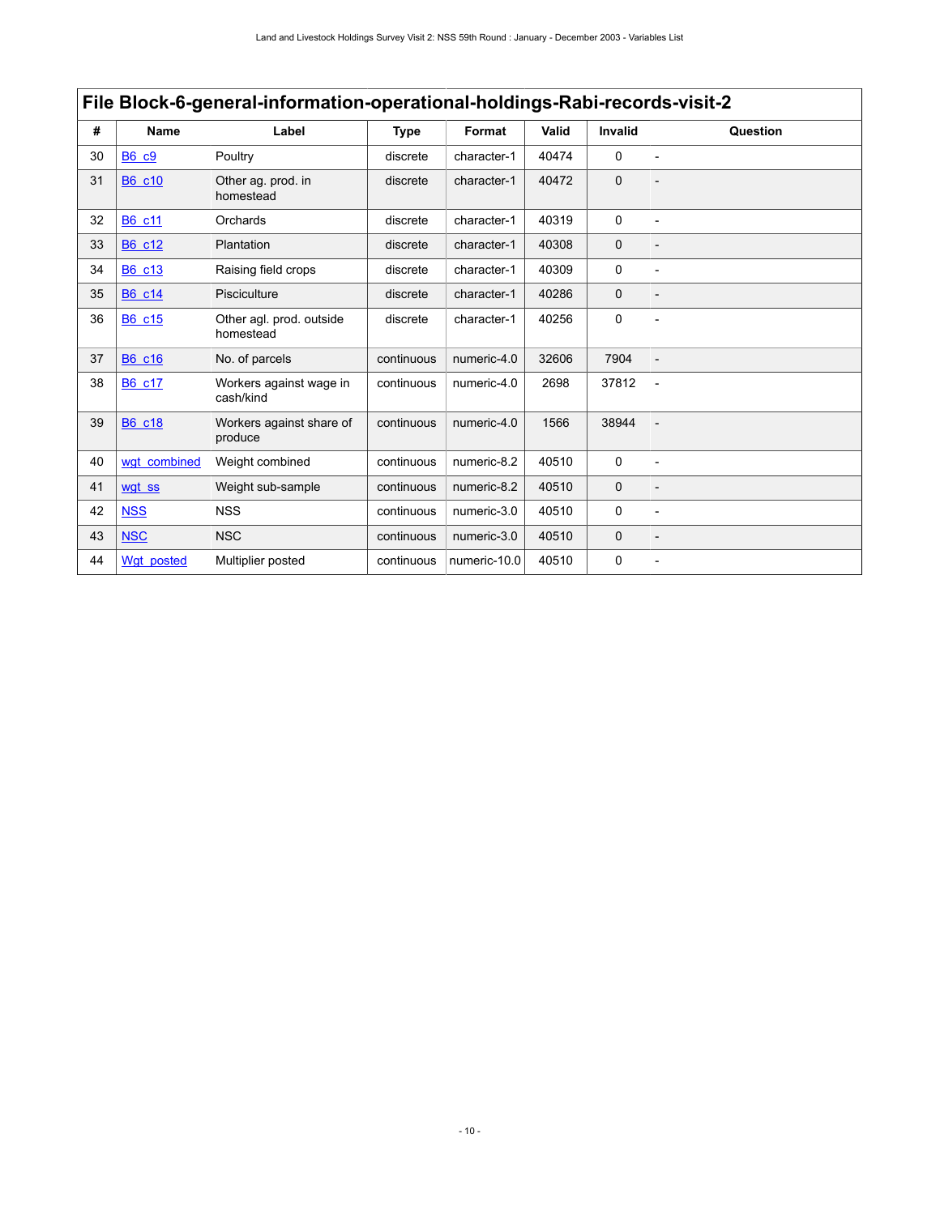## File Block-6-general-information-operational-holdings-Rabi-records-visit-2

| # | Name | Label | Type | Format | Valid | Invalid | Question |
|---|---|---|---|---|---|---|---|
| 30 | B6_c9 | Poultry | discrete | character-1 | 40474 | 0 | - |
| 31 | B6_c10 | Other ag. prod. in homestead | discrete | character-1 | 40472 | 0 | - |
| 32 | B6_c11 | Orchards | discrete | character-1 | 40319 | 0 | - |
| 33 | B6_c12 | Plantation | discrete | character-1 | 40308 | 0 | - |
| 34 | B6_c13 | Raising field crops | discrete | character-1 | 40309 | 0 | - |
| 35 | B6_c14 | Pisciculture | discrete | character-1 | 40286 | 0 | - |
| 36 | B6_c15 | Other agl. prod. outside homestead | discrete | character-1 | 40256 | 0 | - |
| 37 | B6_c16 | No. of parcels | continuous | numeric-4.0 | 32606 | 7904 | - |
| 38 | B6_c17 | Workers against wage in cash/kind | continuous | numeric-4.0 | 2698 | 37812 | - |
| 39 | B6_c18 | Workers against share of produce | continuous | numeric-4.0 | 1566 | 38944 | - |
| 40 | wgt_combined | Weight combined | continuous | numeric-8.2 | 40510 | 0 | - |
| 41 | wgt_ss | Weight sub-sample | continuous | numeric-8.2 | 40510 | 0 | - |
| 42 | NSS | NSS | continuous | numeric-3.0 | 40510 | 0 | - |
| 43 | NSC | NSC | continuous | numeric-3.0 | 40510 | 0 | - |
| 44 | Wgt_posted | Multiplier posted | continuous | numeric-10.0 | 40510 | 0 | - |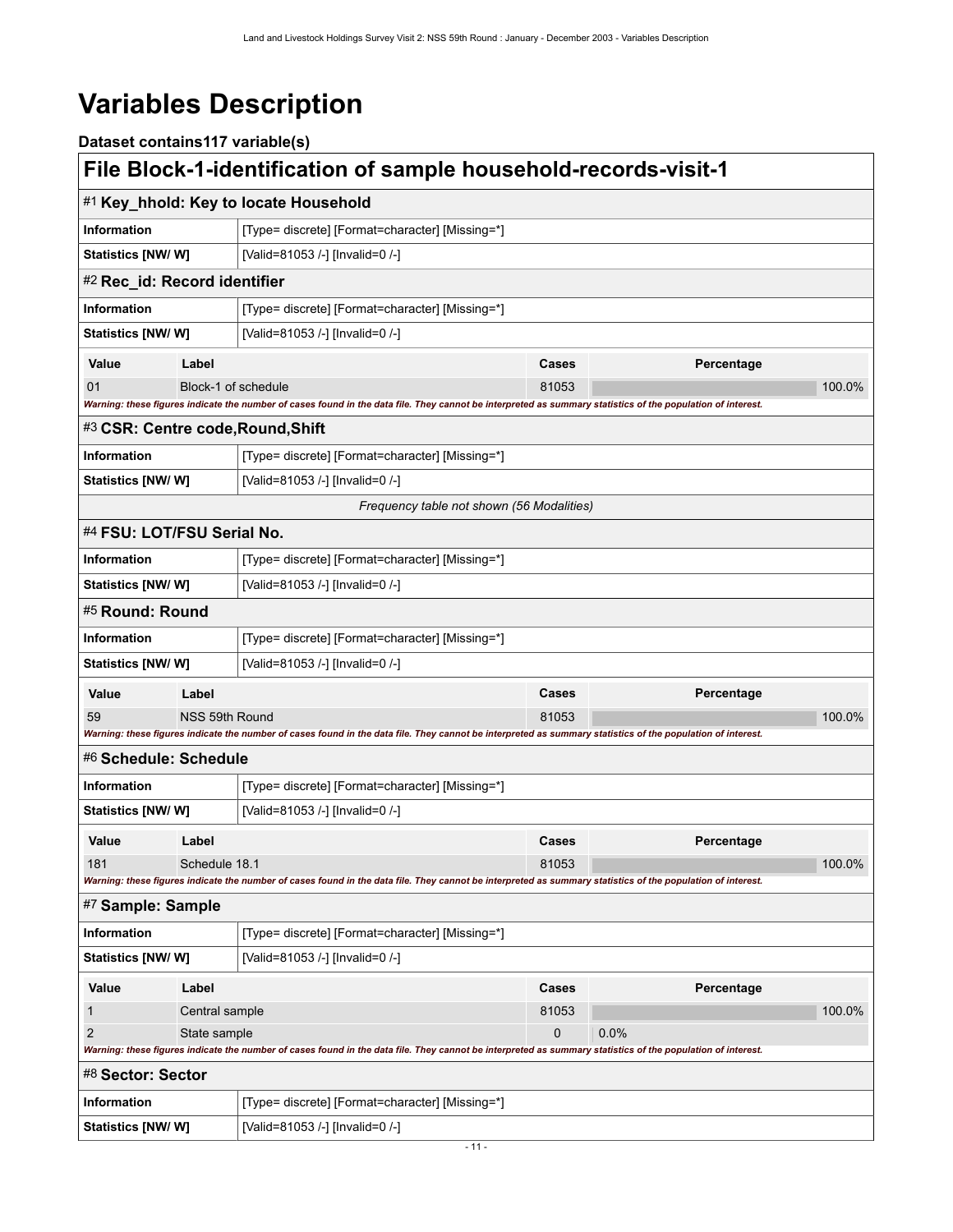# Variables Description

### Dataset contains117 variable(s)

## File Block-1-identification of sample household-records-visit-1

### #1 Key_hhold: Key to locate Household

| | |
|---|---|
| **Information** | [Type= discrete] [Format=character] [Missing=*] |
| **Statistics [NW/ W]** | [Valid=81053 /-] [Invalid=0 /-] |

### #2 Rec_id: Record identifier

| | |
|---|---|
| **Information** | [Type= discrete] [Format=character] [Missing=*] |
| **Statistics [NW/ W]** | [Valid=81053 /-] [Invalid=0 /-] |

| Value | Label | Cases | Percentage |
|---|---|---|---|
| 01 | Block-1 of schedule | 81053 | 100.0% |

*Warning: these figures indicate the number of cases found in the data file. They cannot be interpreted as summary statistics of the population of interest.*

### #3 CSR: Centre code,Round,Shift

| | |
|---|---|
| **Information** | [Type= discrete] [Format=character] [Missing=*] |
| **Statistics [NW/ W]** | [Valid=81053 /-] [Invalid=0 /-] |

*Frequency table not shown (56 Modalities)*

### #4 FSU: LOT/FSU Serial No.

| | |
|---|---|
| **Information** | [Type= discrete] [Format=character] [Missing=*] |
| **Statistics [NW/ W]** | [Valid=81053 /-] [Invalid=0 /-] |

### #5 Round: Round

| | |
|---|---|
| **Information** | [Type= discrete] [Format=character] [Missing=*] |
| **Statistics [NW/ W]** | [Valid=81053 /-] [Invalid=0 /-] |

| Value | Label | Cases | Percentage |
|---|---|---|---|
| 59 | NSS 59th Round | 81053 | 100.0% |

*Warning: these figures indicate the number of cases found in the data file. They cannot be interpreted as summary statistics of the population of interest.*

### #6 Schedule: Schedule

| | |
|---|---|
| **Information** | [Type= discrete] [Format=character] [Missing=*] |
| **Statistics [NW/ W]** | [Valid=81053 /-] [Invalid=0 /-] |

| Value | Label | Cases | Percentage |
|---|---|---|---|
| 181 | Schedule 18.1 | 81053 | 100.0% |

*Warning: these figures indicate the number of cases found in the data file. They cannot be interpreted as summary statistics of the population of interest.*

### #7 Sample: Sample

| | |
|---|---|
| **Information** | [Type= discrete] [Format=character] [Missing=*] |
| **Statistics [NW/ W]** | [Valid=81053 /-] [Invalid=0 /-] |

| Value | Label | Cases | Percentage |
|---|---|---|---|
| 1 | Central sample | 81053 | 100.0% |
| 2 | State sample | 0 | 0.0% |

*Warning: these figures indicate the number of cases found in the data file. They cannot be interpreted as summary statistics of the population of interest.*

### #8 Sector: Sector

| | |
|---|---|
| **Information** | [Type= discrete] [Format=character] [Missing=*] |
| **Statistics [NW/ W]** | [Valid=81053 /-] [Invalid=0 /-] |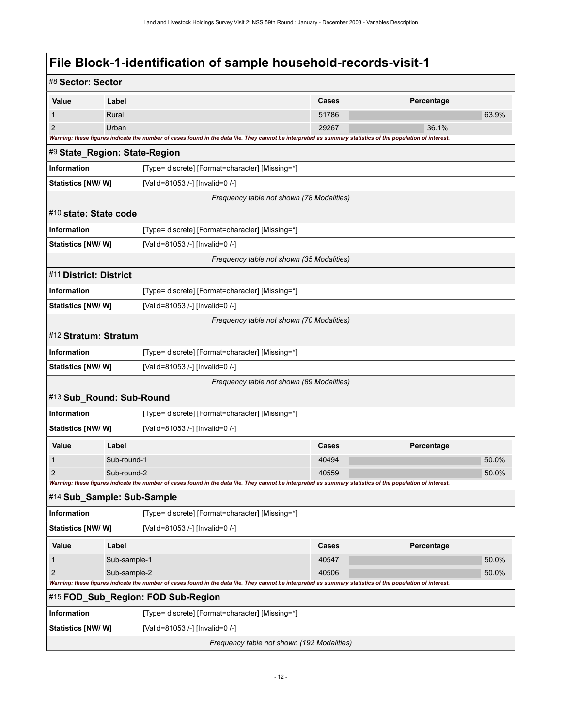# File Block-1-identification of sample household-records-visit-1

## #8 Sector: Sector

| Value | Label | Cases | Percentage |
|---|---|---|---|
| 1 | Rural | 51786 | 63.9% |
| 2 | Urban | 29267 | 36.1% |

*Warning: these figures indicate the number of cases found in the data file. They cannot be interpreted as summary statistics of the population of interest.*

## #9 State_Region: State-Region

| Information | [Type= discrete] [Format=character] [Missing=*] |
|---|---|
| Statistics [NW/ W] | [Valid=81053 /-] [Invalid=0 /-] |

*Frequency table not shown (78 Modalities)*

## #10 state: State code

| Information | [Type= discrete] [Format=character] [Missing=*] |
|---|---|
| Statistics [NW/ W] | [Valid=81053 /-] [Invalid=0 /-] |

*Frequency table not shown (35 Modalities)*

## #11 District: District

| Information | [Type= discrete] [Format=character] [Missing=*] |
|---|---|
| Statistics [NW/ W] | [Valid=81053 /-] [Invalid=0 /-] |

*Frequency table not shown (70 Modalities)*

## #12 Stratum: Stratum

| Information | [Type= discrete] [Format=character] [Missing=*] |
|---|---|
| Statistics [NW/ W] | [Valid=81053 /-] [Invalid=0 /-] |

*Frequency table not shown (89 Modalities)*

## #13 Sub_Round: Sub-Round

| Information | [Type= discrete] [Format=character] [Missing=*] |
|---|---|
| Statistics [NW/ W] | [Valid=81053 /-] [Invalid=0 /-] |

| Value | Label | Cases | Percentage |
|---|---|---|---|
| 1 | Sub-round-1 | 40494 | 50.0% |
| 2 | Sub-round-2 | 40559 | 50.0% |

*Warning: these figures indicate the number of cases found in the data file. They cannot be interpreted as summary statistics of the population of interest.*

## #14 Sub_Sample: Sub-Sample

| Information | [Type= discrete] [Format=character] [Missing=*] |
|---|---|
| Statistics [NW/ W] | [Valid=81053 /-] [Invalid=0 /-] |

| Value | Label | Cases | Percentage |
|---|---|---|---|
| 1 | Sub-sample-1 | 40547 | 50.0% |
| 2 | Sub-sample-2 | 40506 | 50.0% |

*Warning: these figures indicate the number of cases found in the data file. They cannot be interpreted as summary statistics of the population of interest.*

## #15 FOD_Sub_Region: FOD Sub-Region

| Information | [Type= discrete] [Format=character] [Missing=*] |
|---|---|
| Statistics [NW/ W] | [Valid=81053 /-] [Invalid=0 /-] |

*Frequency table not shown (192 Modalities)*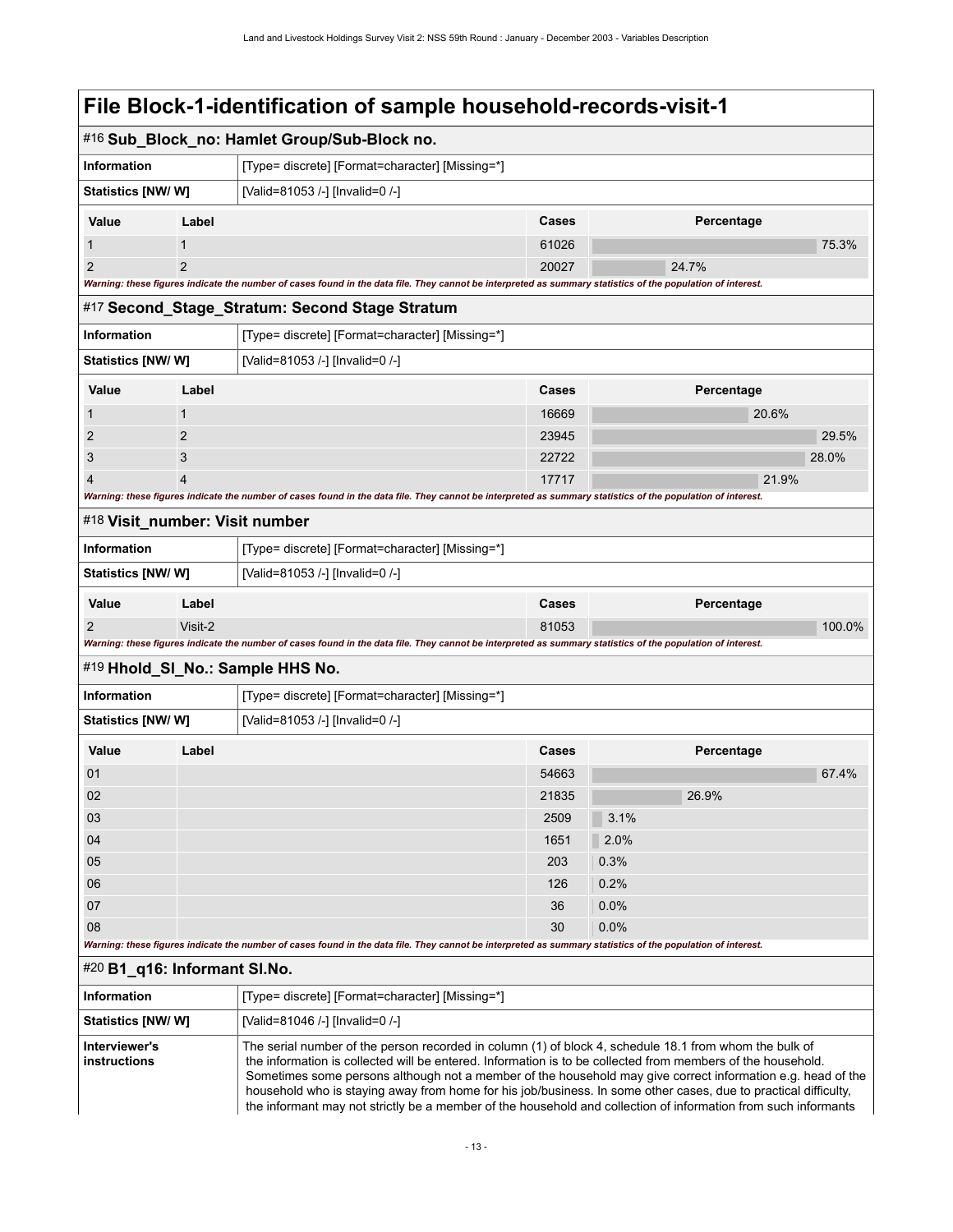# File Block-1-identification of sample household-records-visit-1

## #16 Sub_Block_no: Hamlet Group/Sub-Block no.

| Information | [Type= discrete] [Format=character] [Missing=*] |
| --- | --- |
| Statistics [NW/ W] | [Valid=81053 /-] [Invalid=0 /-] |

| Value | Label | Cases | Percentage |
| --- | --- | --- | --- |
| 1 | 1 | 61026 | 75.3% |
| 2 | 2 | 20027 | 24.7% |

*Warning: these figures indicate the number of cases found in the data file. They cannot be interpreted as summary statistics of the population of interest.*

## #17 Second_Stage_Stratum: Second Stage Stratum

| Information | [Type= discrete] [Format=character] [Missing=*] |
| --- | --- |
| Statistics [NW/ W] | [Valid=81053 /-] [Invalid=0 /-] |

| Value | Label | Cases | Percentage |
| --- | --- | --- | --- |
| 1 | 1 | 16669 | 20.6% |
| 2 | 2 | 23945 | 29.5% |
| 3 | 3 | 22722 | 28.0% |
| 4 | 4 | 17717 | 21.9% |

*Warning: these figures indicate the number of cases found in the data file. They cannot be interpreted as summary statistics of the population of interest.*

## #18 Visit_number: Visit number

| Information | [Type= discrete] [Format=character] [Missing=*] |
| --- | --- |
| Statistics [NW/ W] | [Valid=81053 /-] [Invalid=0 /-] |

| Value | Label | Cases | Percentage |
| --- | --- | --- | --- |
| 2 | Visit-2 | 81053 | 100.0% |

*Warning: these figures indicate the number of cases found in the data file. They cannot be interpreted as summary statistics of the population of interest.*

## #19 Hhold_Sl_No.: Sample HHS No.

| Information | [Type= discrete] [Format=character] [Missing=*] |
| --- | --- |
| Statistics [NW/ W] | [Valid=81053 /-] [Invalid=0 /-] |

| Value | Label | Cases | Percentage |
| --- | --- | --- | --- |
| 01 | | 54663 | 67.4% |
| 02 | | 21835 | 26.9% |
| 03 | | 2509 | 3.1% |
| 04 | | 1651 | 2.0% |
| 05 | | 203 | 0.3% |
| 06 | | 126 | 0.2% |
| 07 | | 36 | 0.0% |
| 08 | | 30 | 0.0% |

*Warning: these figures indicate the number of cases found in the data file. They cannot be interpreted as summary statistics of the population of interest.*

## #20 B1_q16: Informant Sl.No.

| Information | [Type= discrete] [Format=character] [Missing=*] |
| --- | --- |
| Statistics [NW/ W] | [Valid=81046 /-] [Invalid=0 /-] |
| Interviewer's instructions | The serial number of the person recorded in column (1) of block 4, schedule 18.1 from whom the bulk of the information is collected will be entered. Information is to be collected from members of the household. Sometimes some persons although not a member of the household may give correct information e.g. head of the household who is staying away from home for his job/business. In some other cases, due to practical difficulty, the informant may not strictly be a member of the household and collection of information from such informants |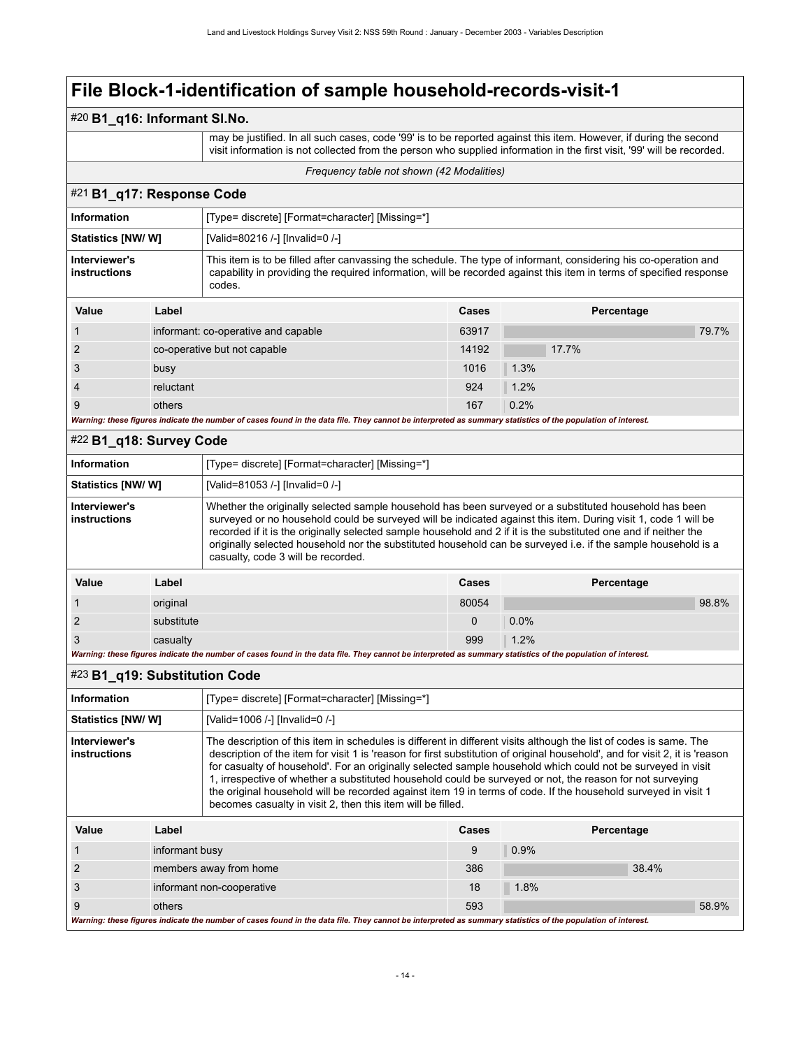# File Block-1-identification of sample household-records-visit-1

## #20 B1_q16: Informant Sl.No.

| | |
|---|---|
| | may be justified. In all such cases, code '99' is to be reported against this item. However, if during the second visit information is not collected from the person who supplied information in the first visit, '99' will be recorded. |

*Frequency table not shown (42 Modalities)*

## #21 B1_q17: Response Code

| | |
|---|---|
| **Information** | [Type= discrete] [Format=character] [Missing=*] |
| **Statistics [NW/ W]** | [Valid=80216 /-] [Invalid=0 /-] |
| **Interviewer's instructions** | This item is to be filled after canvassing the schedule. The type of informant, considering his co-operation and capability in providing the required information, will be recorded against this item in terms of specified response codes. |

| Value | Label | Cases | Percentage |
|---|---|---|---|
| 1 | informant: co-operative and capable | 63917 | 79.7% |
| 2 | co-operative but not capable | 14192 | 17.7% |
| 3 | busy | 1016 | 1.3% |
| 4 | reluctant | 924 | 1.2% |
| 9 | others | 167 | 0.2% |

*Warning: these figures indicate the number of cases found in the data file. They cannot be interpreted as summary statistics of the population of interest.*

## #22 B1_q18: Survey Code

| | |
|---|---|
| **Information** | [Type= discrete] [Format=character] [Missing=*] |
| **Statistics [NW/ W]** | [Valid=81053 /-] [Invalid=0 /-] |
| **Interviewer's instructions** | Whether the originally selected sample household has been surveyed or a substituted household has been surveyed or no household could be surveyed will be indicated against this item. During visit 1, code 1 will be recorded if it is the originally selected sample household and 2 if it is the substituted one and if neither the originally selected household nor the substituted household can be surveyed i.e. if the sample household is a casualty, code 3 will be recorded. |

| Value | Label | Cases | Percentage |
|---|---|---|---|
| 1 | original | 80054 | 98.8% |
| 2 | substitute | 0 | 0.0% |
| 3 | casualty | 999 | 1.2% |

*Warning: these figures indicate the number of cases found in the data file. They cannot be interpreted as summary statistics of the population of interest.*

## #23 B1_q19: Substitution Code

| | |
|---|---|
| **Information** | [Type= discrete] [Format=character] [Missing=*] |
| **Statistics [NW/ W]** | [Valid=1006 /-] [Invalid=0 /-] |
| **Interviewer's instructions** | The description of this item in schedules is different in different visits although the list of codes is same. The description of the item for visit 1 is 'reason for first substitution of original household', and for visit 2, it is 'reason for casualty of household'. For an originally selected sample household which could not be surveyed in visit 1, irrespective of whether a substituted household could be surveyed or not, the reason for not surveying the original household will be recorded against item 19 in terms of code. If the household surveyed in visit 1 becomes casualty in visit 2, then this item will be filled. |

| Value | Label | Cases | Percentage |
|---|---|---|---|
| 1 | informant busy | 9 | 0.9% |
| 2 | members away from home | 386 | 38.4% |
| 3 | informant non-cooperative | 18 | 1.8% |
| 9 | others | 593 | 58.9% |

*Warning: these figures indicate the number of cases found in the data file. They cannot be interpreted as summary statistics of the population of interest.*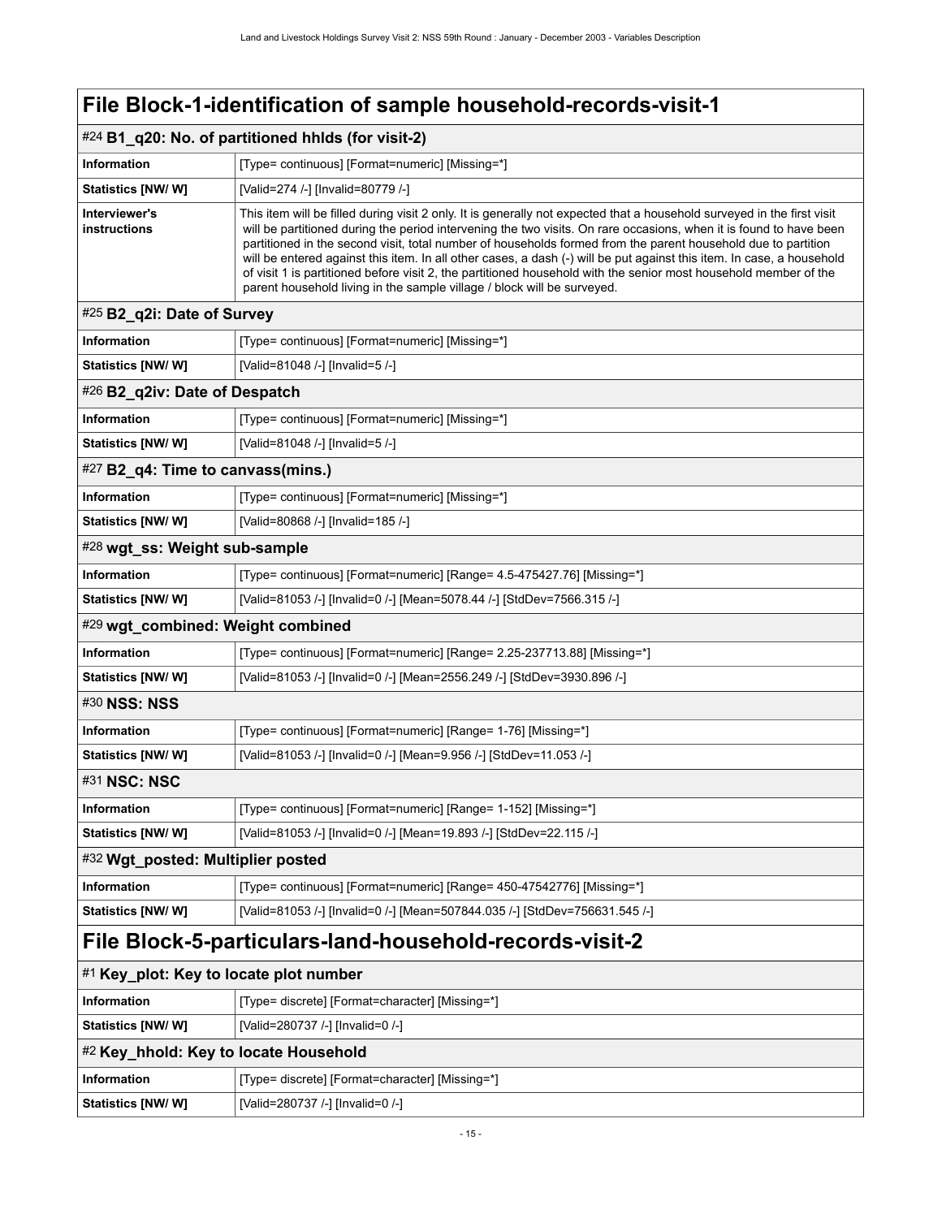# File Block-1-identification of sample household-records-visit-1

## #24 B1_q20: No. of partitioned hhlds (for visit-2)

| | |
|---|---|
| Information | [Type= continuous] [Format=numeric] [Missing=*] |
| Statistics [NW/ W] | [Valid=274 /-] [Invalid=80779 /-] |
| Interviewer's instructions | This item will be filled during visit 2 only. It is generally not expected that a household surveyed in the first visit will be partitioned during the period intervening the two visits. On rare occasions, when it is found to have been partitioned in the second visit, total number of households formed from the parent household due to partition will be entered against this item. In all other cases, a dash (-) will be put against this item. In case, a household of visit 1 is partitioned before visit 2, the partitioned household with the senior most household member of the parent household living in the sample village / block will be surveyed. |

## #25 B2_q2i: Date of Survey

| | |
|---|---|
| Information | [Type= continuous] [Format=numeric] [Missing=*] |
| Statistics [NW/ W] | [Valid=81048 /-] [Invalid=5 /-] |

## #26 B2_q2iv: Date of Despatch

| | |
|---|---|
| Information | [Type= continuous] [Format=numeric] [Missing=*] |
| Statistics [NW/ W] | [Valid=81048 /-] [Invalid=5 /-] |

## #27 B2_q4: Time to canvass(mins.)

| | |
|---|---|
| Information | [Type= continuous] [Format=numeric] [Missing=*] |
| Statistics [NW/ W] | [Valid=80868 /-] [Invalid=185 /-] |

## #28 wgt_ss: Weight sub-sample

| | |
|---|---|
| Information | [Type= continuous] [Format=numeric] [Range= 4.5-475427.76] [Missing=*] |
| Statistics [NW/ W] | [Valid=81053 /-] [Invalid=0 /-] [Mean=5078.44 /-] [StdDev=7566.315 /-] |

## #29 wgt_combined: Weight combined

| | |
|---|---|
| Information | [Type= continuous] [Format=numeric] [Range= 2.25-237713.88] [Missing=*] |
| Statistics [NW/ W] | [Valid=81053 /-] [Invalid=0 /-] [Mean=2556.249 /-] [StdDev=3930.896 /-] |

## #30 NSS: NSS

| | |
|---|---|
| Information | [Type= continuous] [Format=numeric] [Range= 1-76] [Missing=*] |
| Statistics [NW/ W] | [Valid=81053 /-] [Invalid=0 /-] [Mean=9.956 /-] [StdDev=11.053 /-] |

## #31 NSC: NSC

| | |
|---|---|
| Information | [Type= continuous] [Format=numeric] [Range= 1-152] [Missing=*] |
| Statistics [NW/ W] | [Valid=81053 /-] [Invalid=0 /-] [Mean=19.893 /-] [StdDev=22.115 /-] |

## #32 Wgt_posted: Multiplier posted

| | |
|---|---|
| Information | [Type= continuous] [Format=numeric] [Range= 450-47542776] [Missing=*] |
| Statistics [NW/ W] | [Valid=81053 /-] [Invalid=0 /-] [Mean=507844.035 /-] [StdDev=756631.545 /-] |

# File Block-5-particulars-land-household-records-visit-2

## #1 Key_plot: Key to locate plot number

| | |
|---|---|
| Information | [Type= discrete] [Format=character] [Missing=*] |
| Statistics [NW/ W] | [Valid=280737 /-] [Invalid=0 /-] |

## #2 Key_hhold: Key to locate Household

| | |
|---|---|
| Information | [Type= discrete] [Format=character] [Missing=*] |
| Statistics [NW/ W] | [Valid=280737 /-] [Invalid=0 /-] |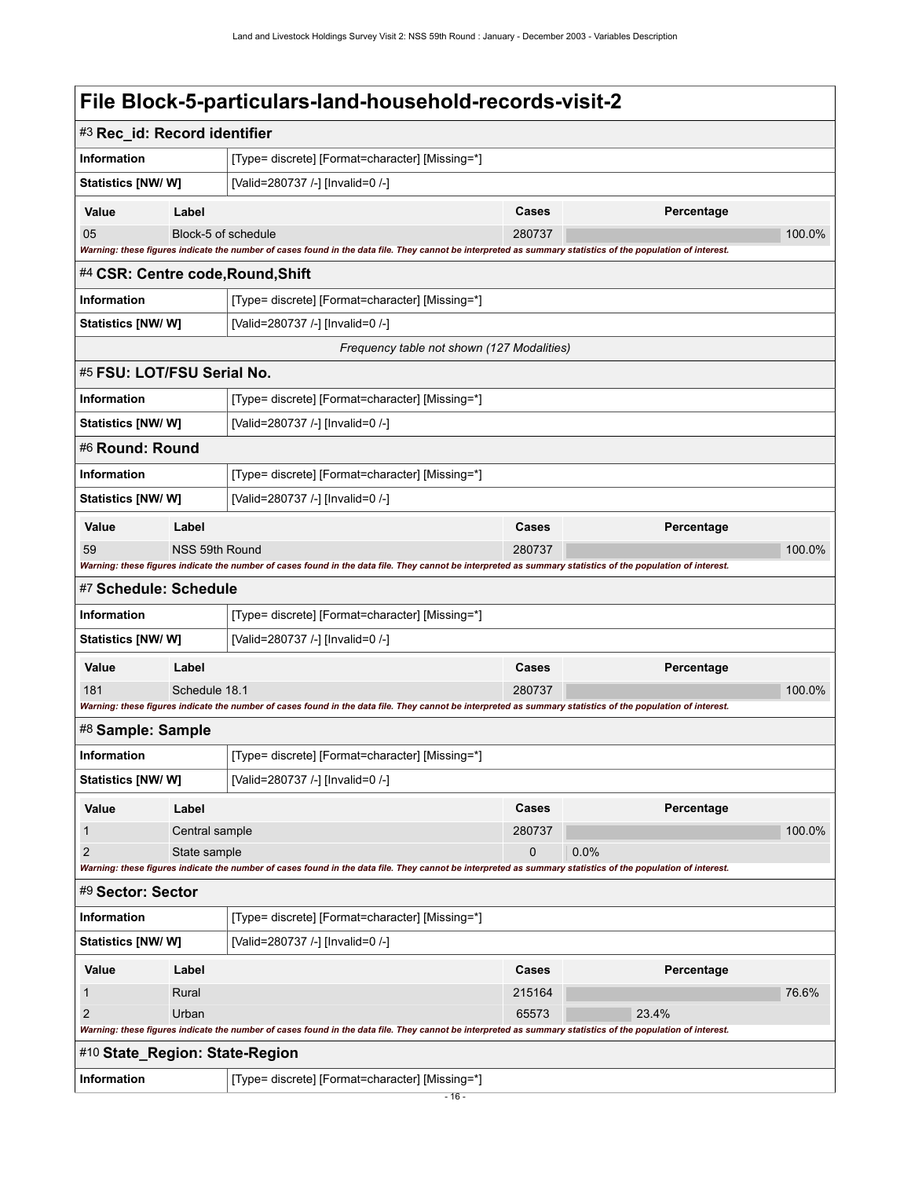# File Block-5-particulars-land-household-records-visit-2

## #3 Rec_id: Record identifier

| | |
|---|---|
| **Information** | [Type= discrete] [Format=character] [Missing=*] |
| **Statistics [NW/ W]** | [Valid=280737 /-] [Invalid=0 /-] |

| Value | Label | Cases | Percentage |
|---|---|---|---|
| 05 | Block-5 of schedule | 280737 | 100.0% |

*Warning: these figures indicate the number of cases found in the data file. They cannot be interpreted as summary statistics of the population of interest.*

## #4 CSR: Centre code,Round,Shift

| | |
|---|---|
| **Information** | [Type= discrete] [Format=character] [Missing=*] |
| **Statistics [NW/ W]** | [Valid=280737 /-] [Invalid=0 /-] |

*Frequency table not shown (127 Modalities)*

## #5 FSU: LOT/FSU Serial No.

| | |
|---|---|
| **Information** | [Type= discrete] [Format=character] [Missing=*] |
| **Statistics [NW/ W]** | [Valid=280737 /-] [Invalid=0 /-] |

## #6 Round: Round

| | |
|---|---|
| **Information** | [Type= discrete] [Format=character] [Missing=*] |
| **Statistics [NW/ W]** | [Valid=280737 /-] [Invalid=0 /-] |

| Value | Label | Cases | Percentage |
|---|---|---|---|
| 59 | NSS 59th Round | 280737 | 100.0% |

*Warning: these figures indicate the number of cases found in the data file. They cannot be interpreted as summary statistics of the population of interest.*

## #7 Schedule: Schedule

| | |
|---|---|
| **Information** | [Type= discrete] [Format=character] [Missing=*] |
| **Statistics [NW/ W]** | [Valid=280737 /-] [Invalid=0 /-] |

| Value | Label | Cases | Percentage |
|---|---|---|---|
| 181 | Schedule 18.1 | 280737 | 100.0% |

*Warning: these figures indicate the number of cases found in the data file. They cannot be interpreted as summary statistics of the population of interest.*

## #8 Sample: Sample

| | |
|---|---|
| **Information** | [Type= discrete] [Format=character] [Missing=*] |
| **Statistics [NW/ W]** | [Valid=280737 /-] [Invalid=0 /-] |

| Value | Label | Cases | Percentage |
|---|---|---|---|
| 1 | Central sample | 280737 | 100.0% |
| 2 | State sample | 0 | 0.0% |

*Warning: these figures indicate the number of cases found in the data file. They cannot be interpreted as summary statistics of the population of interest.*

## #9 Sector: Sector

| | |
|---|---|
| **Information** | [Type= discrete] [Format=character] [Missing=*] |
| **Statistics [NW/ W]** | [Valid=280737 /-] [Invalid=0 /-] |

| Value | Label | Cases | Percentage |
|---|---|---|---|
| 1 | Rural | 215164 | 76.6% |
| 2 | Urban | 65573 | 23.4% |

*Warning: these figures indicate the number of cases found in the data file. They cannot be interpreted as summary statistics of the population of interest.*

## #10 State_Region: State-Region

| | |
|---|---|
| **Information** | [Type= discrete] [Format=character] [Missing=*] |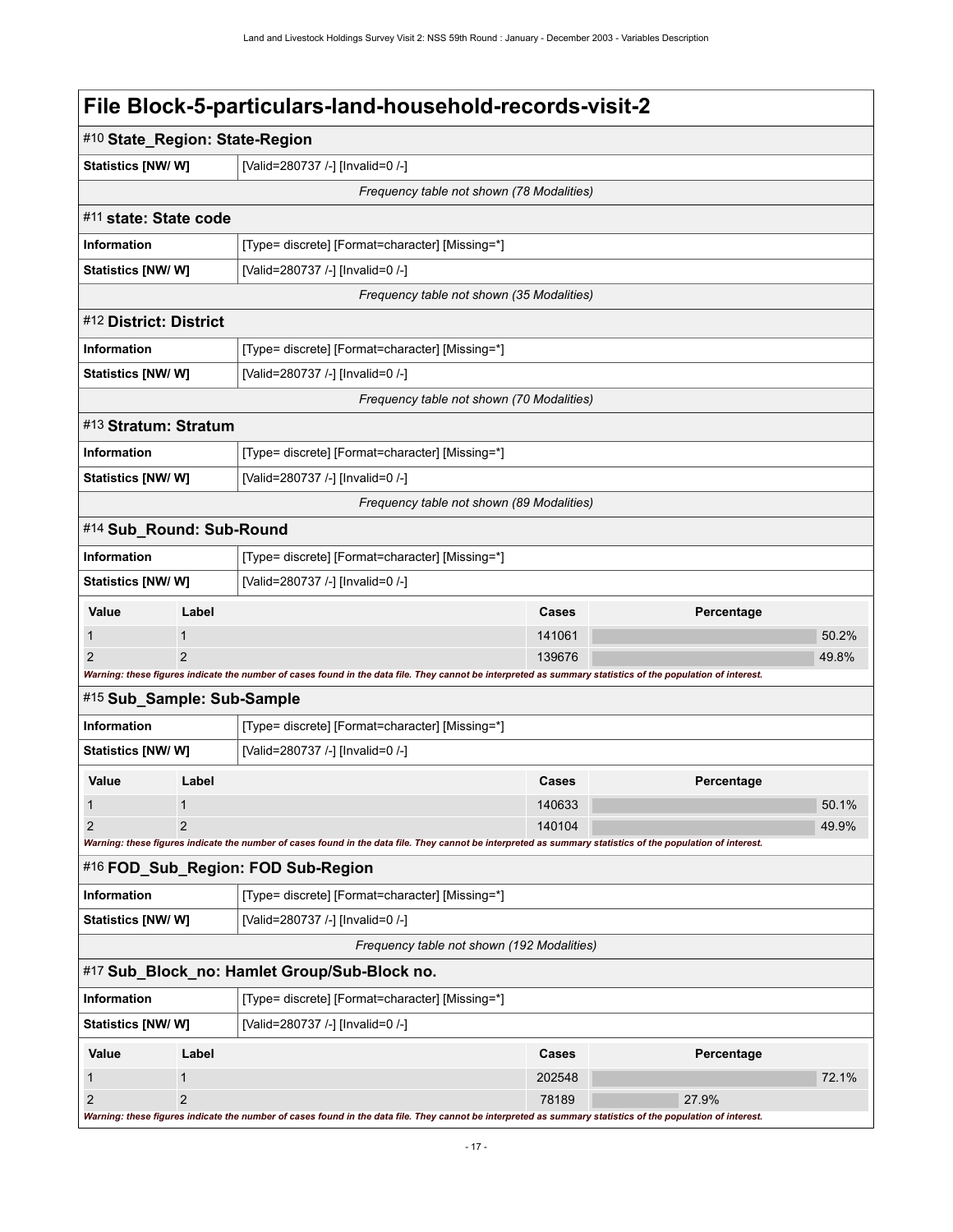# File Block-5-particulars-land-household-records-visit-2

## #10 State_Region: State-Region

| | |
|---|---|
| **Statistics [NW/ W]** | [Valid=280737 /-] [Invalid=0 /-] |

*Frequency table not shown (78 Modalities)*

## #11 state: State code

| | |
|---|---|
| **Information** | [Type= discrete] [Format=character] [Missing=*] |
| **Statistics [NW/ W]** | [Valid=280737 /-] [Invalid=0 /-] |

*Frequency table not shown (35 Modalities)*

## #12 District: District

| | |
|---|---|
| **Information** | [Type= discrete] [Format=character] [Missing=*] |
| **Statistics [NW/ W]** | [Valid=280737 /-] [Invalid=0 /-] |

*Frequency table not shown (70 Modalities)*

## #13 Stratum: Stratum

| | |
|---|---|
| **Information** | [Type= discrete] [Format=character] [Missing=*] |
| **Statistics [NW/ W]** | [Valid=280737 /-] [Invalid=0 /-] |

*Frequency table not shown (89 Modalities)*

## #14 Sub_Round: Sub-Round

| | |
|---|---|
| **Information** | [Type= discrete] [Format=character] [Missing=*] |
| **Statistics [NW/ W]** | [Valid=280737 /-] [Invalid=0 /-] |

| Value | Label | Cases | Percentage |
|---|---|---|---|
| 1 | 1 | 141061 | 50.2% |
| 2 | 2 | 139676 | 49.8% |

***Warning: these figures indicate the number of cases found in the data file. They cannot be interpreted as summary statistics of the population of interest.***

## #15 Sub_Sample: Sub-Sample

| | |
|---|---|
| **Information** | [Type= discrete] [Format=character] [Missing=*] |
| **Statistics [NW/ W]** | [Valid=280737 /-] [Invalid=0 /-] |

| Value | Label | Cases | Percentage |
|---|---|---|---|
| 1 | 1 | 140633 | 50.1% |
| 2 | 2 | 140104 | 49.9% |

***Warning: these figures indicate the number of cases found in the data file. They cannot be interpreted as summary statistics of the population of interest.***

## #16 FOD_Sub_Region: FOD Sub-Region

| | |
|---|---|
| **Information** | [Type= discrete] [Format=character] [Missing=*] |
| **Statistics [NW/ W]** | [Valid=280737 /-] [Invalid=0 /-] |

*Frequency table not shown (192 Modalities)*

## #17 Sub_Block_no: Hamlet Group/Sub-Block no.

| | |
|---|---|
| **Information** | [Type= discrete] [Format=character] [Missing=*] |
| **Statistics [NW/ W]** | [Valid=280737 /-] [Invalid=0 /-] |

| Value | Label | Cases | Percentage |
|---|---|---|---|
| 1 | 1 | 202548 | 72.1% |
| 2 | 2 | 78189 | 27.9% |

***Warning: these figures indicate the number of cases found in the data file. They cannot be interpreted as summary statistics of the population of interest.***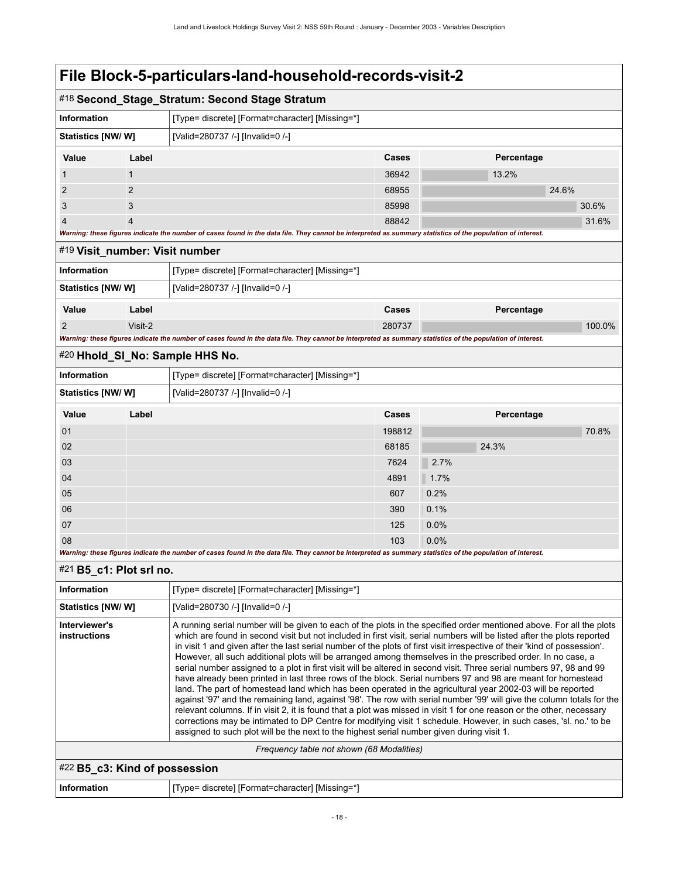# File Block-5-particulars-land-household-records-visit-2

## #18 Second_Stage_Stratum: Second Stage Stratum

| | |
|---|---|
| **Information** | [Type= discrete] [Format=character] [Missing=*] |
| **Statistics [NW/ W]** | [Valid=280737 /-] [Invalid=0 /-] |

| Value | Label | Cases | Percentage |
|---|---|---|---|
| 1 | 1 | 36942 | 13.2% |
| 2 | 2 | 68955 | 24.6% |
| 3 | 3 | 85998 | 30.6% |
| 4 | 4 | 88842 | 31.6% |

***Warning: these figures indicate the number of cases found in the data file. They cannot be interpreted as summary statistics of the population of interest.***

## #19 Visit_number: Visit number

| | |
|---|---|
| **Information** | [Type= discrete] [Format=character] [Missing=*] |
| **Statistics [NW/ W]** | [Valid=280737 /-] [Invalid=0 /-] |

| Value | Label | Cases | Percentage |
|---|---|---|---|
| 2 | Visit-2 | 280737 | 100.0% |

***Warning: these figures indicate the number of cases found in the data file. They cannot be interpreted as summary statistics of the population of interest.***

## #20 Hhold_Sl_No: Sample HHS No.

| | |
|---|---|
| **Information** | [Type= discrete] [Format=character] [Missing=*] |
| **Statistics [NW/ W]** | [Valid=280737 /-] [Invalid=0 /-] |

| Value | Label | Cases | Percentage |
|---|---|---|---|
| 01 | | 198812 | 70.8% |
| 02 | | 68185 | 24.3% |
| 03 | | 7624 | 2.7% |
| 04 | | 4891 | 1.7% |
| 05 | | 607 | 0.2% |
| 06 | | 390 | 0.1% |
| 07 | | 125 | 0.0% |
| 08 | | 103 | 0.0% |

***Warning: these figures indicate the number of cases found in the data file. They cannot be interpreted as summary statistics of the population of interest.***

## #21 B5_c1: Plot srl no.

| | |
|---|---|
| **Information** | [Type= discrete] [Format=character] [Missing=*] |
| **Statistics [NW/ W]** | [Valid=280730 /-] [Invalid=0 /-] |
| **Interviewer's instructions** | A running serial number will be given to each of the plots in the specified order mentioned above. For all the plots which are found in second visit but not included in first visit, serial numbers will be listed after the plots reported in visit 1 and given after the last serial number of the plots of first visit irrespective of their 'kind of possession'. However, all such additional plots will be arranged among themselves in the prescribed order. In no case, a serial number assigned to a plot in first visit will be altered in second visit. Three serial numbers 97, 98 and 99 have already been printed in last three rows of the block. Serial numbers 97 and 98 are meant for homestead land. The part of homestead land which has been operated in the agricultural year 2002-03 will be reported against '97' and the remaining land, against '98'. The row with serial number '99' will give the column totals for the relevant columns. If in visit 2, it is found that a plot was missed in visit 1 for one reason or the other, necessary corrections may be intimated to DP Centre for modifying visit 1 schedule. However, in such cases, 'sl. no.' to be assigned to such plot will be the next to the highest serial number given during visit 1. |

*Frequency table not shown (68 Modalities)*

## #22 B5_c3: Kind of possession

| | |
|---|---|
| **Information** | [Type= discrete] [Format=character] [Missing=*] |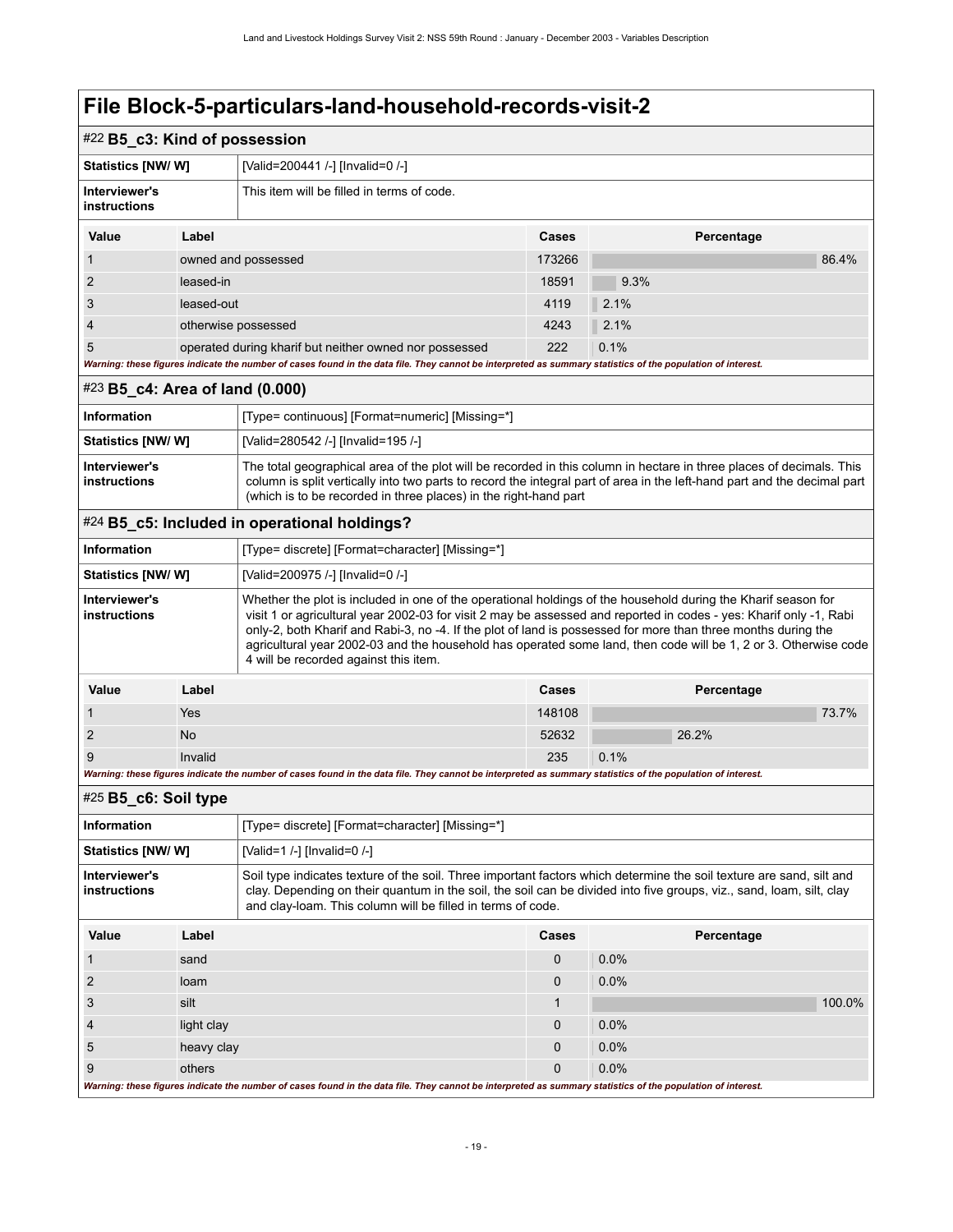# File Block-5-particulars-land-household-records-visit-2

## #22 B5_c3: Kind of possession

| | |
|---|---|
| **Statistics [NW/ W]** | [Valid=200441 /-] [Invalid=0 /-] |
| **Interviewer's instructions** | This item will be filled in terms of code. |

| Value | Label | Cases | Percentage |
|---|---|---|---|
| 1 | owned and possessed | 173266 | 86.4% |
| 2 | leased-in | 18591 | 9.3% |
| 3 | leased-out | 4119 | 2.1% |
| 4 | otherwise possessed | 4243 | 2.1% |
| 5 | operated during kharif but neither owned nor possessed | 222 | 0.1% |

*Warning: these figures indicate the number of cases found in the data file. They cannot be interpreted as summary statistics of the population of interest.*

## #23 B5_c4: Area of land (0.000)

| | |
|---|---|
| **Information** | [Type= continuous] [Format=numeric] [Missing=*] |
| **Statistics [NW/ W]** | [Valid=280542 /-] [Invalid=195 /-] |
| **Interviewer's instructions** | The total geographical area of the plot will be recorded in this column in hectare in three places of decimals. This column is split vertically into two parts to record the integral part of area in the left-hand part and the decimal part (which is to be recorded in three places) in the right-hand part |

## #24 B5_c5: Included in operational holdings?

| | |
|---|---|
| **Information** | [Type= discrete] [Format=character] [Missing=*] |
| **Statistics [NW/ W]** | [Valid=200975 /-] [Invalid=0 /-] |
| **Interviewer's instructions** | Whether the plot is included in one of the operational holdings of the household during the Kharif season for visit 1 or agricultural year 2002-03 for visit 2 may be assessed and reported in codes - yes: Kharif only -1, Rabi only-2, both Kharif and Rabi-3, no -4. If the plot of land is possessed for more than three months during the agricultural year 2002-03 and the household has operated some land, then code will be 1, 2 or 3. Otherwise code 4 will be recorded against this item. |

| Value | Label | Cases | Percentage |
|---|---|---|---|
| 1 | Yes | 148108 | 73.7% |
| 2 | No | 52632 | 26.2% |
| 9 | Invalid | 235 | 0.1% |

*Warning: these figures indicate the number of cases found in the data file. They cannot be interpreted as summary statistics of the population of interest.*

## #25 B5_c6: Soil type

| | |
|---|---|
| **Information** | [Type= discrete] [Format=character] [Missing=*] |
| **Statistics [NW/ W]** | [Valid=1 /-] [Invalid=0 /-] |
| **Interviewer's instructions** | Soil type indicates texture of the soil. Three important factors which determine the soil texture are sand, silt and clay. Depending on their quantum in the soil, the soil can be divided into five groups, viz., sand, loam, silt, clay and clay-loam. This column will be filled in terms of code. |

| Value | Label | Cases | Percentage |
|---|---|---|---|
| 1 | sand | 0 | 0.0% |
| 2 | loam | 0 | 0.0% |
| 3 | silt | 1 | 100.0% |
| 4 | light clay | 0 | 0.0% |
| 5 | heavy clay | 0 | 0.0% |
| 9 | others | 0 | 0.0% |

*Warning: these figures indicate the number of cases found in the data file. They cannot be interpreted as summary statistics of the population of interest.*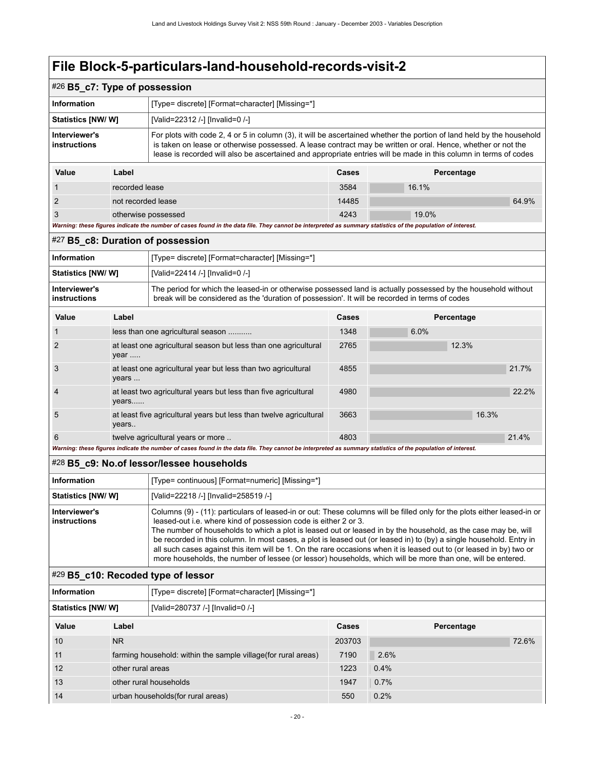# File Block-5-particulars-land-household-records-visit-2

## #26 B5_c7: Type of possession

| | |
|---|---|
| **Information** | [Type= discrete] [Format=character] [Missing=*] |
| **Statistics [NW/ W]** | [Valid=22312 /-] [Invalid=0 /-] |
| **Interviewer's instructions** | For plots with code 2, 4 or 5 in column (3), it will be ascertained whether the portion of land held by the household is taken on lease or otherwise possessed. A lease contract may be written or oral. Hence, whether or not the lease is recorded will also be ascertained and appropriate entries will be made in this column in terms of codes |

| Value | Label | Cases | Percentage |
|---|---|---|---|
| 1 | recorded lease | 3584 | 16.1% |
| 2 | not recorded lease | 14485 | 64.9% |
| 3 | otherwise possessed | 4243 | 19.0% |

***Warning: these figures indicate the number of cases found in the data file. They cannot be interpreted as summary statistics of the population of interest.***

## #27 B5_c8: Duration of possession

| | |
|---|---|
| **Information** | [Type= discrete] [Format=character] [Missing=*] |
| **Statistics [NW/ W]** | [Valid=22414 /-] [Invalid=0 /-] |
| **Interviewer's instructions** | The period for which the leased-in or otherwise possessed land is actually possessed by the household without break will be considered as the 'duration of possession'. It will be recorded in terms of codes |

| Value | Label | Cases | Percentage |
|---|---|---|---|
| 1 | less than one agricultural season ........... | 1348 | 6.0% |
| 2 | at least one agricultural season but less than one agricultural year ..... | 2765 | 12.3% |
| 3 | at least one agricultural year but less than two agricultural years ... | 4855 | 21.7% |
| 4 | at least two agricultural years but less than five agricultural years...... | 4980 | 22.2% |
| 5 | at least five agricultural years but less than twelve agricultural years.. | 3663 | 16.3% |
| 6 | twelve agricultural years or more .. | 4803 | 21.4% |

***Warning: these figures indicate the number of cases found in the data file. They cannot be interpreted as summary statistics of the population of interest.***

## #28 B5_c9: No.of lessor/lessee households

| | |
|---|---|
| **Information** | [Type= continuous] [Format=numeric] [Missing=*] |
| **Statistics [NW/ W]** | [Valid=22218 /-] [Invalid=258519 /-] |
| **Interviewer's instructions** | Columns (9) - (11): particulars of leased-in or out: These columns will be filled only for the plots either leased-in or leased-out i.e. where kind of possession code is either 2 or 3. The number of households to which a plot is leased out or leased in by the household, as the case may be, will be recorded in this column. In most cases, a plot is leased out (or leased in) to (by) a single household. Entry in all such cases against this item will be 1. On the rare occasions when it is leased out to (or leased in by) two or more households, the number of lessee (or lessor) households, which will be more than one, will be entered. |

## #29 B5_c10: Recoded type of lessor

| | |
|---|---|
| **Information** | [Type= discrete] [Format=character] [Missing=*] |
| **Statistics [NW/ W]** | [Valid=280737 /-] [Invalid=0 /-] |

| Value | Label | Cases | Percentage |
|---|---|---|---|
| 10 | NR | 203703 | 72.6% |
| 11 | farming household: within the sample village(for rural areas) | 7190 | 2.6% |
| 12 | other rural areas | 1223 | 0.4% |
| 13 | other rural households | 1947 | 0.7% |
| 14 | urban households(for rural areas) | 550 | 0.2% |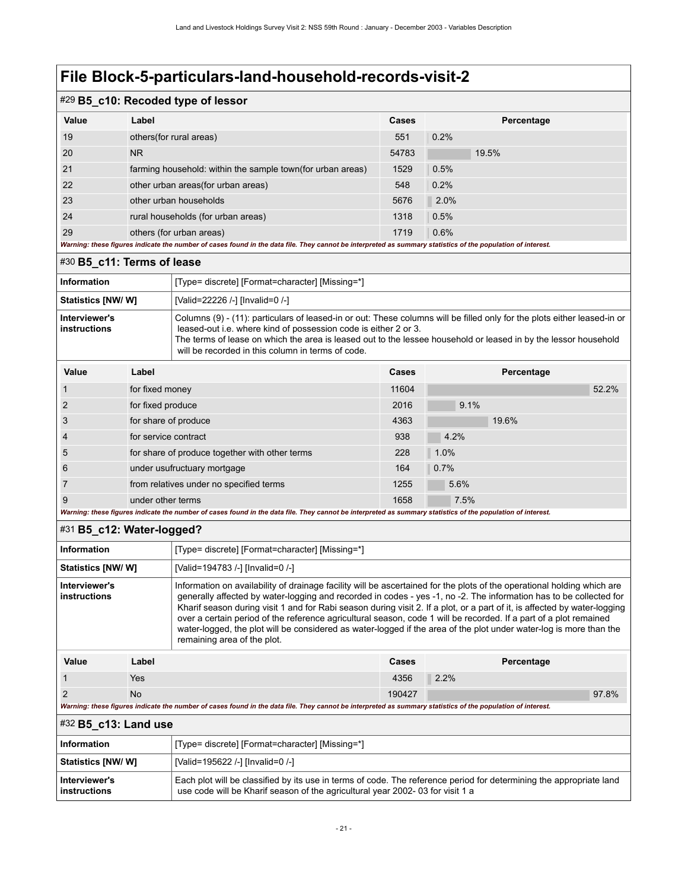# File Block-5-particulars-land-household-records-visit-2

## #29 B5_c10: Recoded type of lessor

| Value | Label | Cases | Percentage |
|---|---|---|---|
| 19 | others(for rural areas) | 551 | 0.2% |
| 20 | NR | 54783 | 19.5% |
| 21 | farming household: within the sample town(for urban areas) | 1529 | 0.5% |
| 22 | other urban areas(for urban areas) | 548 | 0.2% |
| 23 | other urban households | 5676 | 2.0% |
| 24 | rural households (for urban areas) | 1318 | 0.5% |
| 29 | others (for urban areas) | 1719 | 0.6% |

*Warning: these figures indicate the number of cases found in the data file. They cannot be interpreted as summary statistics of the population of interest.*

## #30 B5_c11: Terms of lease

| | |
|---|---|
| **Information** | [Type= discrete] [Format=character] [Missing=*] |
| **Statistics [NW/ W]** | [Valid=22226 /-] [Invalid=0 /-] |
| **Interviewer's instructions** | Columns (9) - (11): particulars of leased-in or out: These columns will be filled only for the plots either leased-in or leased-out i.e. where kind of possession code is either 2 or 3. The terms of lease on which the area is leased out to the lessee household or leased in by the lessor household will be recorded in this column in terms of code. |

| Value | Label | Cases | Percentage |
|---|---|---|---|
| 1 | for fixed money | 11604 | 52.2% |
| 2 | for fixed produce | 2016 | 9.1% |
| 3 | for share of produce | 4363 | 19.6% |
| 4 | for service contract | 938 | 4.2% |
| 5 | for share of produce together with other terms | 228 | 1.0% |
| 6 | under usufructuary mortgage | 164 | 0.7% |
| 7 | from relatives under no specified terms | 1255 | 5.6% |
| 9 | under other terms | 1658 | 7.5% |

*Warning: these figures indicate the number of cases found in the data file. They cannot be interpreted as summary statistics of the population of interest.*

## #31 B5_c12: Water-logged?

| | |
|---|---|
| **Information** | [Type= discrete] [Format=character] [Missing=*] |
| **Statistics [NW/ W]** | [Valid=194783 /-] [Invalid=0 /-] |
| **Interviewer's instructions** | Information on availability of drainage facility will be ascertained for the plots of the operational holding which are generally affected by water-logging and recorded in codes - yes -1, no -2. The information has to be collected for Kharif season during visit 1 and for Rabi season during visit 2. If a plot, or a part of it, is affected by water-logging over a certain period of the reference agricultural season, code 1 will be recorded. If a part of a plot remained water-logged, the plot will be considered as water-logged if the area of the plot under water-log is more than the remaining area of the plot. |

| Value | Label | Cases | Percentage |
|---|---|---|---|
| 1 | Yes | 4356 | 2.2% |
| 2 | No | 190427 | 97.8% |

*Warning: these figures indicate the number of cases found in the data file. They cannot be interpreted as summary statistics of the population of interest.*

## #32 B5_c13: Land use

| | |
|---|---|
| **Information** | [Type= discrete] [Format=character] [Missing=*] |
| **Statistics [NW/ W]** | [Valid=195622 /-] [Invalid=0 /-] |
| **Interviewer's instructions** | Each plot will be classified by its use in terms of code. The reference period for determining the appropriate land use code will be Kharif season of the agricultural year 2002- 03 for visit 1 a |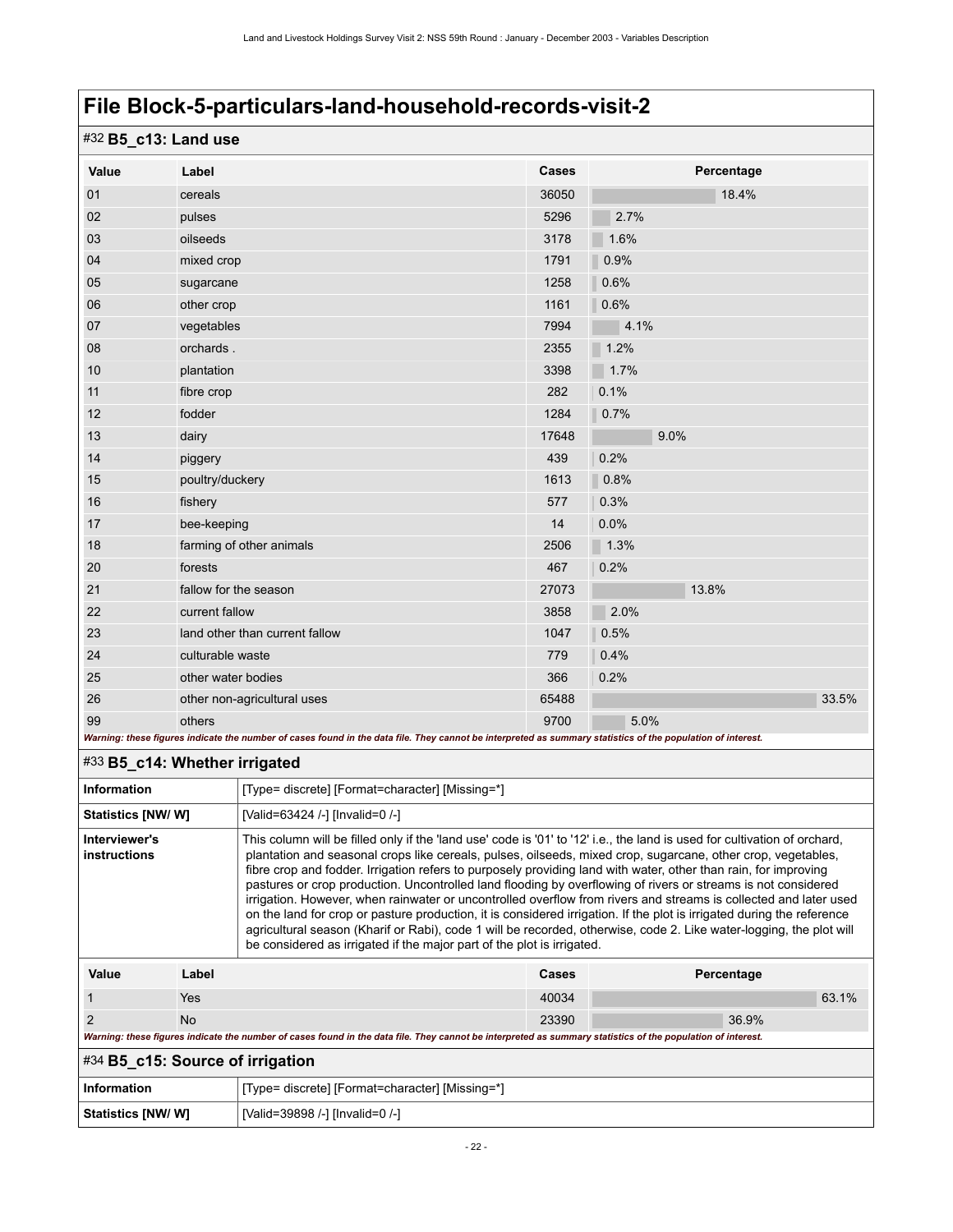# File Block-5-particulars-land-household-records-visit-2

## #32 B5_c13: Land use

| Value | Label | Cases | Percentage |
|---|---|---|---|
| 01 | cereals | 36050 | 18.4% |
| 02 | pulses | 5296 | 2.7% |
| 03 | oilseeds | 3178 | 1.6% |
| 04 | mixed crop | 1791 | 0.9% |
| 05 | sugarcane | 1258 | 0.6% |
| 06 | other crop | 1161 | 0.6% |
| 07 | vegetables | 7994 | 4.1% |
| 08 | orchards . | 2355 | 1.2% |
| 10 | plantation | 3398 | 1.7% |
| 11 | fibre crop | 282 | 0.1% |
| 12 | fodder | 1284 | 0.7% |
| 13 | dairy | 17648 | 9.0% |
| 14 | piggery | 439 | 0.2% |
| 15 | poultry/duckery | 1613 | 0.8% |
| 16 | fishery | 577 | 0.3% |
| 17 | bee-keeping | 14 | 0.0% |
| 18 | farming of other animals | 2506 | 1.3% |
| 20 | forests | 467 | 0.2% |
| 21 | fallow for the season | 27073 | 13.8% |
| 22 | current fallow | 3858 | 2.0% |
| 23 | land other than current fallow | 1047 | 0.5% |
| 24 | culturable waste | 779 | 0.4% |
| 25 | other water bodies | 366 | 0.2% |
| 26 | other non-agricultural uses | 65488 | 33.5% |
| 99 | others | 9700 | 5.0% |

*Warning: these figures indicate the number of cases found in the data file. They cannot be interpreted as summary statistics of the population of interest.*

## #33 B5_c14: Whether irrigated

| | |
|---|---|
| **Information** | [Type= discrete] [Format=character] [Missing=*] |
| **Statistics [NW/ W]** | [Valid=63424 /-] [Invalid=0 /-] |
| **Interviewer's instructions** | This column will be filled only if the 'land use' code is '01' to '12' i.e., the land is used for cultivation of orchard, plantation and seasonal crops like cereals, pulses, oilseeds, mixed crop, sugarcane, other crop, vegetables, fibre crop and fodder. Irrigation refers to purposely providing land with water, other than rain, for improving pastures or crop production. Uncontrolled land flooding by overflowing of rivers or streams is not considered irrigation. However, when rainwater or uncontrolled overflow from rivers and streams is collected and later used on the land for crop or pasture production, it is considered irrigation. If the plot is irrigated during the reference agricultural season (Kharif or Rabi), code 1 will be recorded, otherwise, code 2. Like water-logging, the plot will be considered as irrigated if the major part of the plot is irrigated. |

| Value | Label | Cases | Percentage |
|---|---|---|---|
| 1 | Yes | 40034 | 63.1% |
| 2 | No | 23390 | 36.9% |

*Warning: these figures indicate the number of cases found in the data file. They cannot be interpreted as summary statistics of the population of interest.*

## #34 B5_c15: Source of irrigation

| | |
|---|---|
| **Information** | [Type= discrete] [Format=character] [Missing=*] |
| **Statistics [NW/ W]** | [Valid=39898 /-] [Invalid=0 /-] |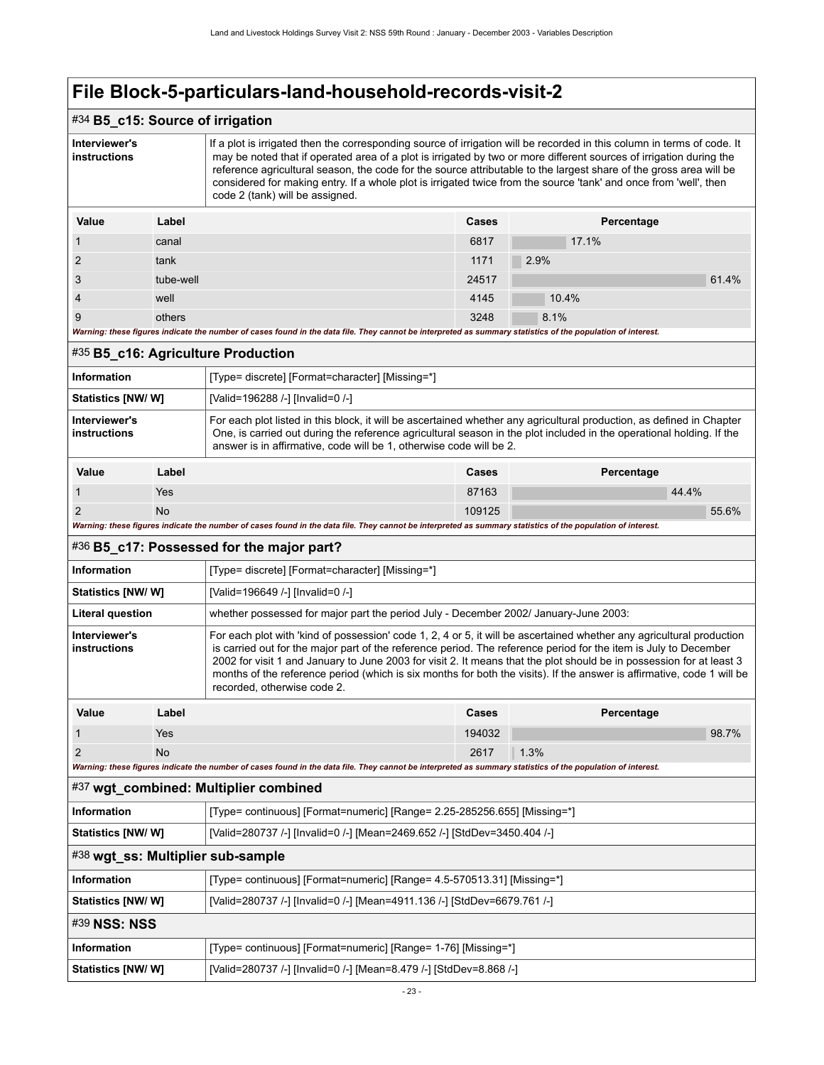# File Block-5-particulars-land-household-records-visit-2

## #34 B5_c15: Source of irrigation

| | |
|---|---|
| **Interviewer's instructions** | If a plot is irrigated then the corresponding source of irrigation will be recorded in this column in terms of code. It may be noted that if operated area of a plot is irrigated by two or more different sources of irrigation during the reference agricultural season, the code for the source attributable to the largest share of the gross area will be considered for making entry. If a whole plot is irrigated twice from the source 'tank' and once from 'well', then code 2 (tank) will be assigned. |

| Value | Label | Cases | Percentage |
|---|---|---|---|
| 1 | canal | 6817 | 17.1% |
| 2 | tank | 1171 | 2.9% |
| 3 | tube-well | 24517 | 61.4% |
| 4 | well | 4145 | 10.4% |
| 9 | others | 3248 | 8.1% |

***Warning: these figures indicate the number of cases found in the data file. They cannot be interpreted as summary statistics of the population of interest.***

## #35 B5_c16: Agriculture Production

| | |
|---|---|
| **Information** | [Type= discrete] [Format=character] [Missing=*] |
| **Statistics [NW/ W]** | [Valid=196288 /-] [Invalid=0 /-] |
| **Interviewer's instructions** | For each plot listed in this block, it will be ascertained whether any agricultural production, as defined in Chapter One, is carried out during the reference agricultural season in the plot included in the operational holding. If the answer is in affirmative, code will be 1, otherwise code will be 2. |

| Value | Label | Cases | Percentage |
|---|---|---|---|
| 1 | Yes | 87163 | 44.4% |
| 2 | No | 109125 | 55.6% |

***Warning: these figures indicate the number of cases found in the data file. They cannot be interpreted as summary statistics of the population of interest.***

## #36 B5_c17: Possessed for the major part?

| | |
|---|---|
| **Information** | [Type= discrete] [Format=character] [Missing=*] |
| **Statistics [NW/ W]** | [Valid=196649 /-] [Invalid=0 /-] |
| **Literal question** | whether possessed for major part the period July - December 2002/ January-June 2003: |
| **Interviewer's instructions** | For each plot with 'kind of possession' code 1, 2, 4 or 5, it will be ascertained whether any agricultural production is carried out for the major part of the reference period. The reference period for the item is July to December 2002 for visit 1 and January to June 2003 for visit 2. It means that the plot should be in possession for at least 3 months of the reference period (which is six months for both the visits). If the answer is affirmative, code 1 will be recorded, otherwise code 2. |

| Value | Label | Cases | Percentage |
|---|---|---|---|
| 1 | Yes | 194032 | 98.7% |
| 2 | No | 2617 | 1.3% |

***Warning: these figures indicate the number of cases found in the data file. They cannot be interpreted as summary statistics of the population of interest.***

## #37 wgt_combined: Multiplier combined

| | |
|---|---|
| **Information** | [Type= continuous] [Format=numeric] [Range= 2.25-285256.655] [Missing=*] |
| **Statistics [NW/ W]** | [Valid=280737 /-] [Invalid=0 /-] [Mean=2469.652 /-] [StdDev=3450.404 /-] |

## #38 wgt_ss: Multiplier sub-sample

| | |
|---|---|
| **Information** | [Type= continuous] [Format=numeric] [Range= 4.5-570513.31] [Missing=*] |
| **Statistics [NW/ W]** | [Valid=280737 /-] [Invalid=0 /-] [Mean=4911.136 /-] [StdDev=6679.761 /-] |

## #39 NSS: NSS

| | |
|---|---|
| **Information** | [Type= continuous] [Format=numeric] [Range= 1-76] [Missing=*] |
| **Statistics [NW/ W]** | [Valid=280737 /-] [Invalid=0 /-] [Mean=8.479 /-] [StdDev=8.868 /-] |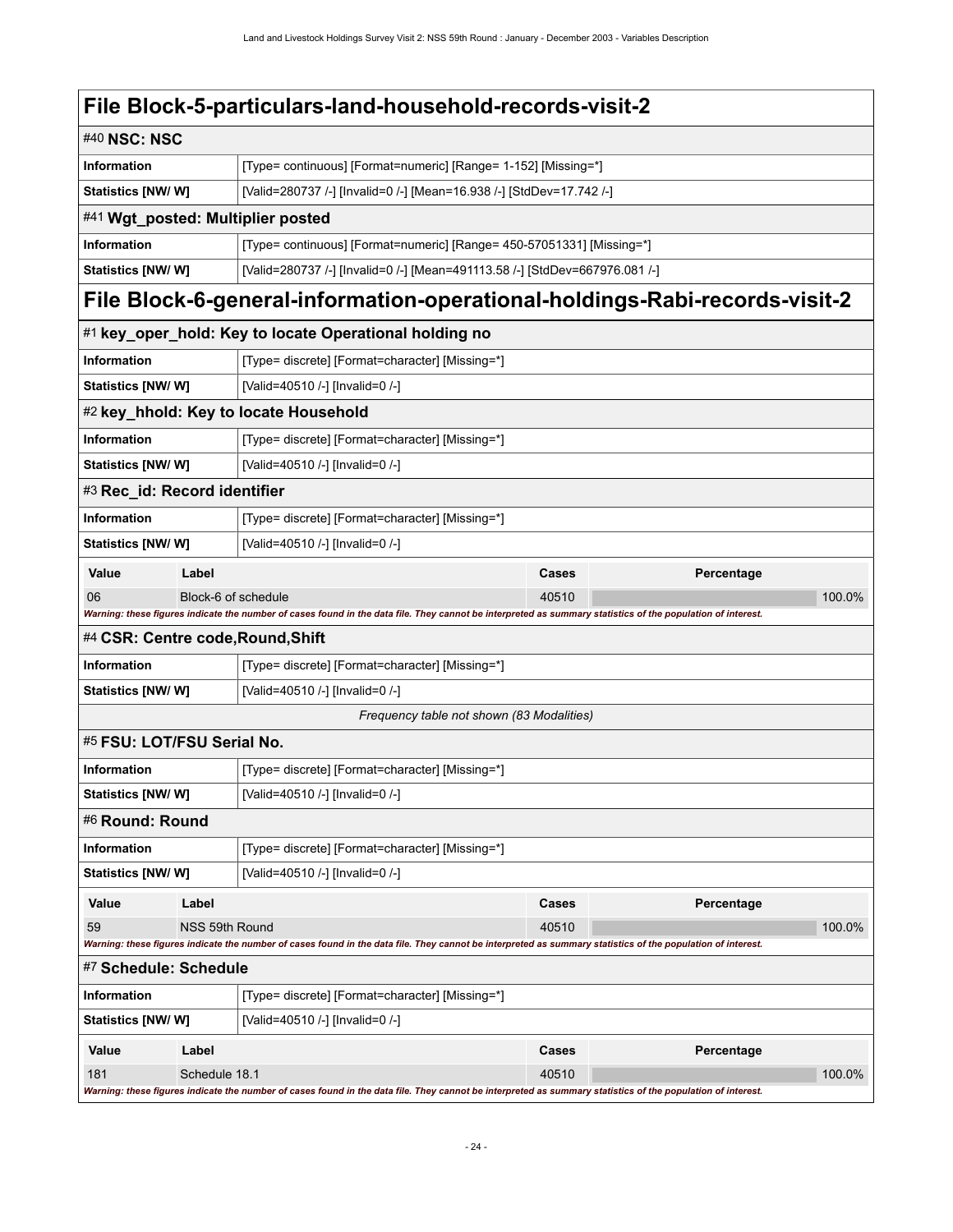# File Block-5-particulars-land-household-records-visit-2

## #40 NSC: NSC

| | |
|---|---|
| **Information** | [Type= continuous] [Format=numeric] [Range= 1-152] [Missing=*] |
| **Statistics [NW/ W]** | [Valid=280737 /-] [Invalid=0 /-] [Mean=16.938 /-] [StdDev=17.742 /-] |

## #41 Wgt_posted: Multiplier posted

| | |
|---|---|
| **Information** | [Type= continuous] [Format=numeric] [Range= 450-57051331] [Missing=*] |
| **Statistics [NW/ W]** | [Valid=280737 /-] [Invalid=0 /-] [Mean=491113.58 /-] [StdDev=667976.081 /-] |

# File Block-6-general-information-operational-holdings-Rabi-records-visit-2

## #1 key_oper_hold: Key to locate Operational holding no

| | |
|---|---|
| **Information** | [Type= discrete] [Format=character] [Missing=*] |
| **Statistics [NW/ W]** | [Valid=40510 /-] [Invalid=0 /-] |

## #2 key_hhold: Key to locate Household

| | |
|---|---|
| **Information** | [Type= discrete] [Format=character] [Missing=*] |
| **Statistics [NW/ W]** | [Valid=40510 /-] [Invalid=0 /-] |

## #3 Rec_id: Record identifier

| | |
|---|---|
| **Information** | [Type= discrete] [Format=character] [Missing=*] |
| **Statistics [NW/ W]** | [Valid=40510 /-] [Invalid=0 /-] |

| Value | Label | Cases | Percentage |
|---|---|---|---|
| 06 | Block-6 of schedule | 40510 | 100.0% |

*Warning: these figures indicate the number of cases found in the data file. They cannot be interpreted as summary statistics of the population of interest.*

## #4 CSR: Centre code,Round,Shift

| | |
|---|---|
| **Information** | [Type= discrete] [Format=character] [Missing=*] |
| **Statistics [NW/ W]** | [Valid=40510 /-] [Invalid=0 /-] |

*Frequency table not shown (83 Modalities)*

## #5 FSU: LOT/FSU Serial No.

| | |
|---|---|
| **Information** | [Type= discrete] [Format=character] [Missing=*] |
| **Statistics [NW/ W]** | [Valid=40510 /-] [Invalid=0 /-] |

## #6 Round: Round

| | |
|---|---|
| **Information** | [Type= discrete] [Format=character] [Missing=*] |
| **Statistics [NW/ W]** | [Valid=40510 /-] [Invalid=0 /-] |

| Value | Label | Cases | Percentage |
|---|---|---|---|
| 59 | NSS 59th Round | 40510 | 100.0% |

*Warning: these figures indicate the number of cases found in the data file. They cannot be interpreted as summary statistics of the population of interest.*

## #7 Schedule: Schedule

| | |
|---|---|
| **Information** | [Type= discrete] [Format=character] [Missing=*] |
| **Statistics [NW/ W]** | [Valid=40510 /-] [Invalid=0 /-] |

| Value | Label | Cases | Percentage |
|---|---|---|---|
| 181 | Schedule 18.1 | 40510 | 100.0% |

*Warning: these figures indicate the number of cases found in the data file. They cannot be interpreted as summary statistics of the population of interest.*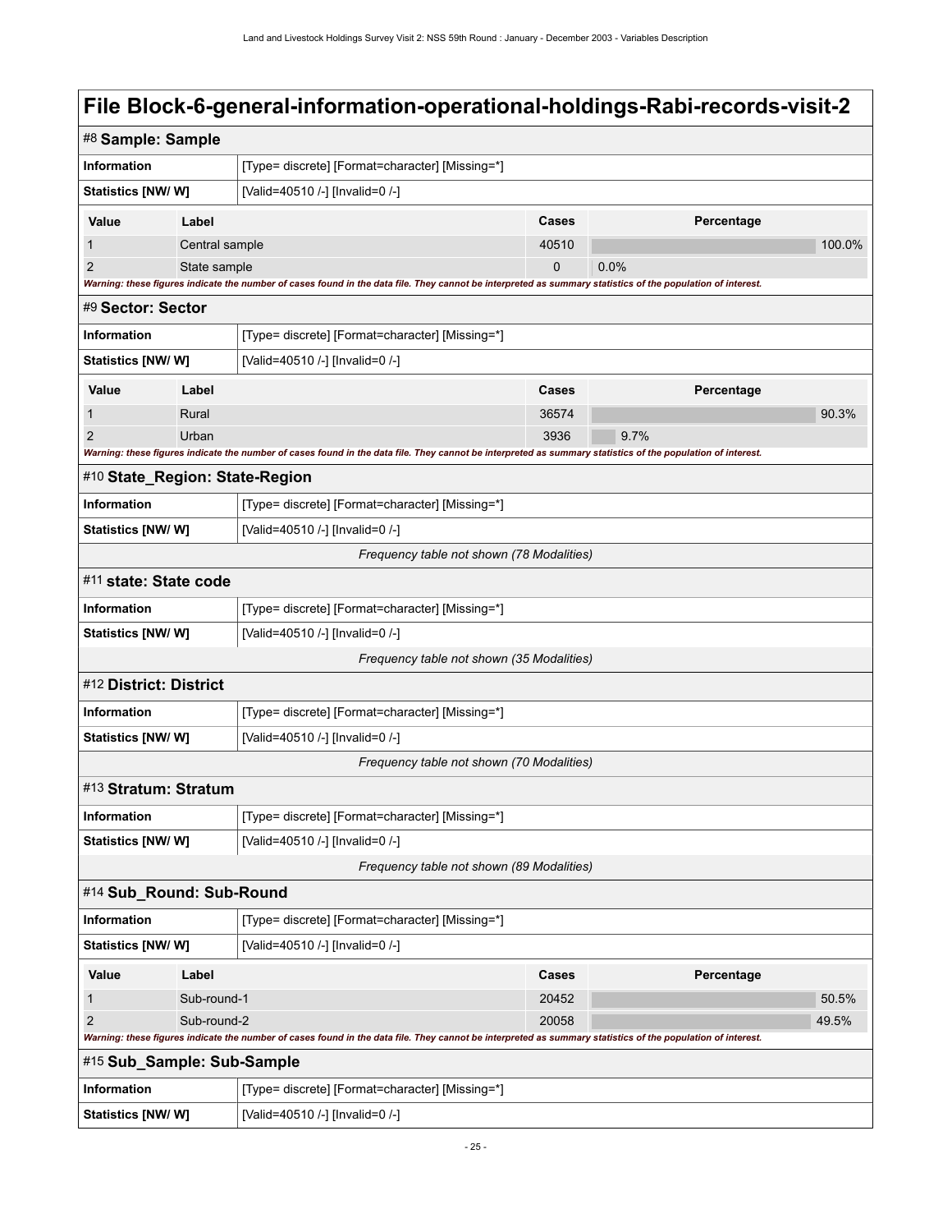# File Block-6-general-information-operational-holdings-Rabi-records-visit-2

## #8 Sample: Sample

| Information | [Type= discrete] [Format=character] [Missing=*] |
| --- | --- |
| Statistics [NW/ W] | [Valid=40510 /-] [Invalid=0 /-] |

| Value | Label | Cases | Percentage |
| --- | --- | --- | --- |
| 1 | Central sample | 40510 | 100.0% |
| 2 | State sample | 0 | 0.0% |

*Warning: these figures indicate the number of cases found in the data file. They cannot be interpreted as summary statistics of the population of interest.*

## #9 Sector: Sector

| Information | [Type= discrete] [Format=character] [Missing=*] |
| --- | --- |
| Statistics [NW/ W] | [Valid=40510 /-] [Invalid=0 /-] |

| Value | Label | Cases | Percentage |
| --- | --- | --- | --- |
| 1 | Rural | 36574 | 90.3% |
| 2 | Urban | 3936 | 9.7% |

*Warning: these figures indicate the number of cases found in the data file. They cannot be interpreted as summary statistics of the population of interest.*

## #10 State_Region: State-Region

| Information | [Type= discrete] [Format=character] [Missing=*] |
| --- | --- |
| Statistics [NW/ W] | [Valid=40510 /-] [Invalid=0 /-] |

*Frequency table not shown (78 Modalities)*

## #11 state: State code

| Information | [Type= discrete] [Format=character] [Missing=*] |
| --- | --- |
| Statistics [NW/ W] | [Valid=40510 /-] [Invalid=0 /-] |

*Frequency table not shown (35 Modalities)*

## #12 District: District

| Information | [Type= discrete] [Format=character] [Missing=*] |
| --- | --- |
| Statistics [NW/ W] | [Valid=40510 /-] [Invalid=0 /-] |

*Frequency table not shown (70 Modalities)*

## #13 Stratum: Stratum

| Information | [Type= discrete] [Format=character] [Missing=*] |
| --- | --- |
| Statistics [NW/ W] | [Valid=40510 /-] [Invalid=0 /-] |

*Frequency table not shown (89 Modalities)*

## #14 Sub_Round: Sub-Round

| Information | [Type= discrete] [Format=character] [Missing=*] |
| --- | --- |
| Statistics [NW/ W] | [Valid=40510 /-] [Invalid=0 /-] |

| Value | Label | Cases | Percentage |
| --- | --- | --- | --- |
| 1 | Sub-round-1 | 20452 | 50.5% |
| 2 | Sub-round-2 | 20058 | 49.5% |

*Warning: these figures indicate the number of cases found in the data file. They cannot be interpreted as summary statistics of the population of interest.*

## #15 Sub_Sample: Sub-Sample

| Information | [Type= discrete] [Format=character] [Missing=*] |
| --- | --- |
| Statistics [NW/ W] | [Valid=40510 /-] [Invalid=0 /-] |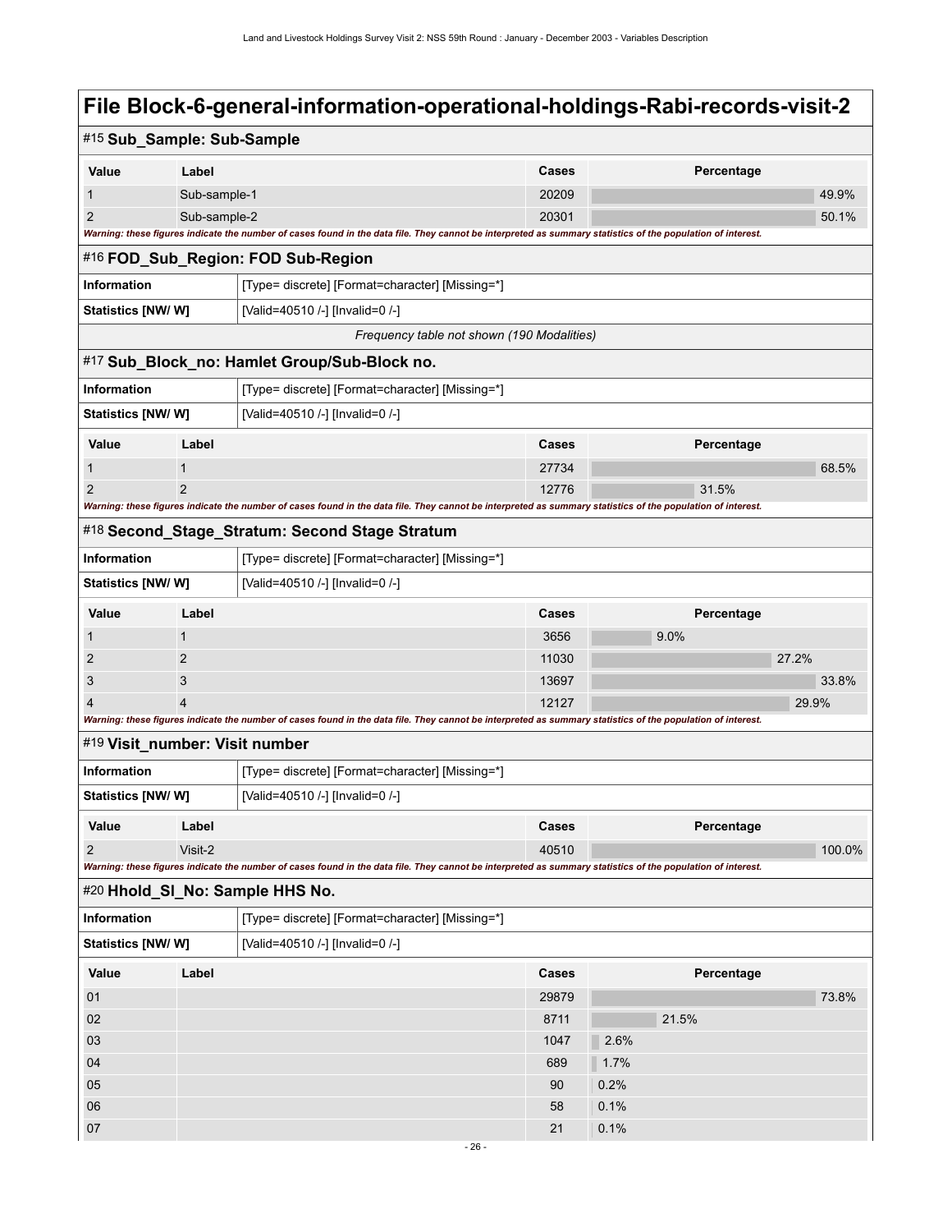# File Block-6-general-information-operational-holdings-Rabi-records-visit-2

## #15 Sub_Sample: Sub-Sample

| Value | Label | Cases | Percentage |
|---|---|---|---|
| 1 | Sub-sample-1 | 20209 | 49.9% |
| 2 | Sub-sample-2 | 20301 | 50.1% |

*Warning: these figures indicate the number of cases found in the data file. They cannot be interpreted as summary statistics of the population of interest.*

## #16 FOD_Sub_Region: FOD Sub-Region

| | |
|---|---|
| **Information** | [Type= discrete] [Format=character] [Missing=*] |
| **Statistics [NW/ W]** | [Valid=40510 /-] [Invalid=0 /-] |

*Frequency table not shown (190 Modalities)*

## #17 Sub_Block_no: Hamlet Group/Sub-Block no.

| | |
|---|---|
| **Information** | [Type= discrete] [Format=character] [Missing=*] |
| **Statistics [NW/ W]** | [Valid=40510 /-] [Invalid=0 /-] |

| Value | Label | Cases | Percentage |
|---|---|---|---|
| 1 | 1 | 27734 | 68.5% |
| 2 | 2 | 12776 | 31.5% |

*Warning: these figures indicate the number of cases found in the data file. They cannot be interpreted as summary statistics of the population of interest.*

## #18 Second_Stage_Stratum: Second Stage Stratum

| | |
|---|---|
| **Information** | [Type= discrete] [Format=character] [Missing=*] |
| **Statistics [NW/ W]** | [Valid=40510 /-] [Invalid=0 /-] |

| Value | Label | Cases | Percentage |
|---|---|---|---|
| 1 | 1 | 3656 | 9.0% |
| 2 | 2 | 11030 | 27.2% |
| 3 | 3 | 13697 | 33.8% |
| 4 | 4 | 12127 | 29.9% |

*Warning: these figures indicate the number of cases found in the data file. They cannot be interpreted as summary statistics of the population of interest.*

## #19 Visit_number: Visit number

| | |
|---|---|
| **Information** | [Type= discrete] [Format=character] [Missing=*] |
| **Statistics [NW/ W]** | [Valid=40510 /-] [Invalid=0 /-] |

| Value | Label | Cases | Percentage |
|---|---|---|---|
| 2 | Visit-2 | 40510 | 100.0% |

*Warning: these figures indicate the number of cases found in the data file. They cannot be interpreted as summary statistics of the population of interest.*

## #20 Hhold_Sl_No: Sample HHS No.

| | |
|---|---|
| **Information** | [Type= discrete] [Format=character] [Missing=*] |
| **Statistics [NW/ W]** | [Valid=40510 /-] [Invalid=0 /-] |

| Value | Label | Cases | Percentage |
|---|---|---|---|
| 01 | | 29879 | 73.8% |
| 02 | | 8711 | 21.5% |
| 03 | | 1047 | 2.6% |
| 04 | | 689 | 1.7% |
| 05 | | 90 | 0.2% |
| 06 | | 58 | 0.1% |
| 07 | | 21 | 0.1% |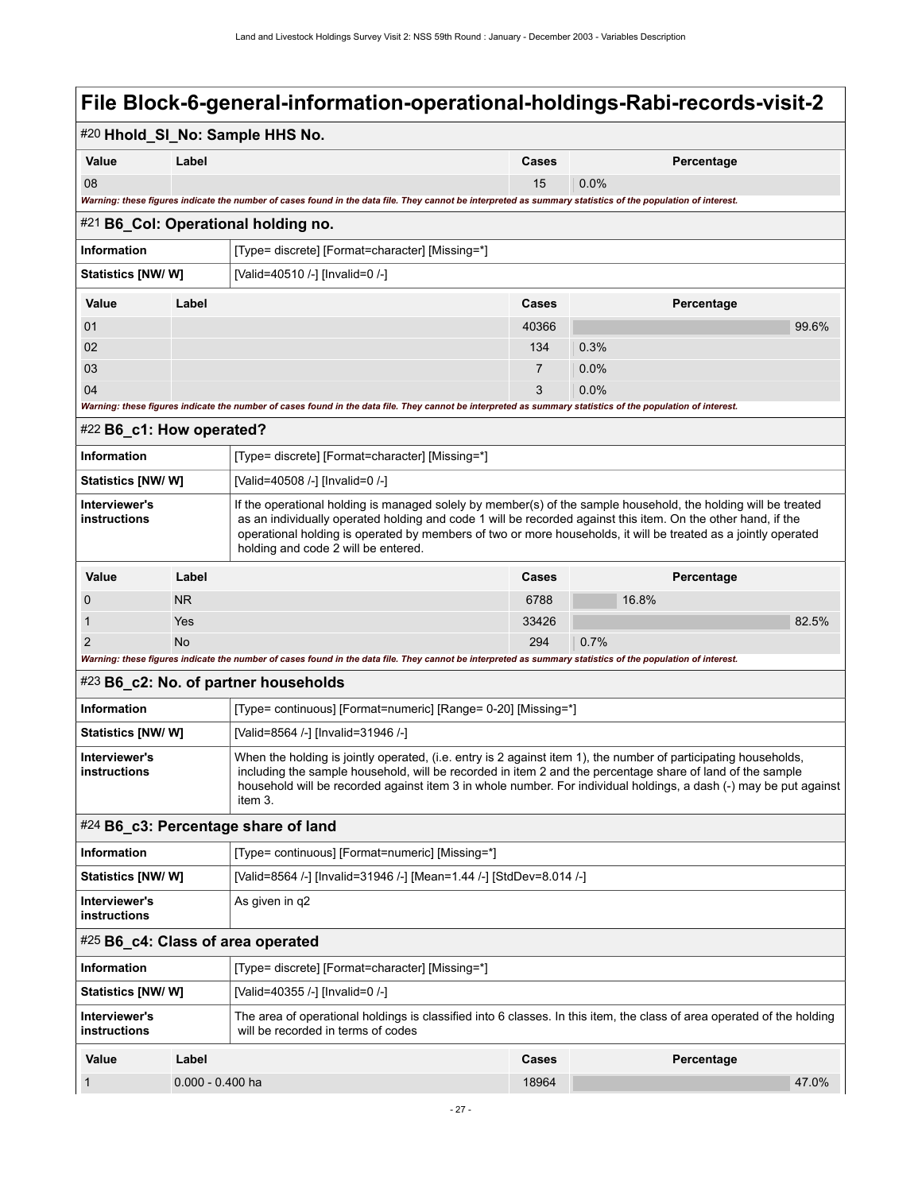# File Block-6-general-information-operational-holdings-Rabi-records-visit-2

## #20 Hhold_Sl_No: Sample HHS No.

| Value | Label | Cases | Percentage |
|---|---|---|---|
| 08 | | 15 | 0.0% |

*Warning: these figures indicate the number of cases found in the data file. They cannot be interpreted as summary statistics of the population of interest.*

## #21 B6_Col: Operational holding no.

| | |
|---|---|
| **Information** | [Type= discrete] [Format=character] [Missing=*] |
| **Statistics [NW/ W]** | [Valid=40510 /-] [Invalid=0 /-] |

| Value | Label | Cases | Percentage |
|---|---|---|---|
| 01 | | 40366 | 99.6% |
| 02 | | 134 | 0.3% |
| 03 | | 7 | 0.0% |
| 04 | | 3 | 0.0% |

*Warning: these figures indicate the number of cases found in the data file. They cannot be interpreted as summary statistics of the population of interest.*

## #22 B6_c1: How operated?

| | |
|---|---|
| **Information** | [Type= discrete] [Format=character] [Missing=*] |
| **Statistics [NW/ W]** | [Valid=40508 /-] [Invalid=0 /-] |
| **Interviewer's instructions** | If the operational holding is managed solely by member(s) of the sample household, the holding will be treated as an individually operated holding and code 1 will be recorded against this item. On the other hand, if the operational holding is operated by members of two or more households, it will be treated as a jointly operated holding and code 2 will be entered. |

| Value | Label | Cases | Percentage |
|---|---|---|---|
| 0 | NR | 6788 | 16.8% |
| 1 | Yes | 33426 | 82.5% |
| 2 | No | 294 | 0.7% |

*Warning: these figures indicate the number of cases found in the data file. They cannot be interpreted as summary statistics of the population of interest.*

## #23 B6_c2: No. of partner households

| | |
|---|---|
| **Information** | [Type= continuous] [Format=numeric] [Range= 0-20] [Missing=*] |
| **Statistics [NW/ W]** | [Valid=8564 /-] [Invalid=31946 /-] |
| **Interviewer's instructions** | When the holding is jointly operated, (i.e. entry is 2 against item 1), the number of participating households, including the sample household, will be recorded in item 2 and the percentage share of land of the sample household will be recorded against item 3 in whole number. For individual holdings, a dash (-) may be put against item 3. |

## #24 B6_c3: Percentage share of land

| | |
|---|---|
| **Information** | [Type= continuous] [Format=numeric] [Missing=*] |
| **Statistics [NW/ W]** | [Valid=8564 /-] [Invalid=31946 /-] [Mean=1.44 /-] [StdDev=8.014 /-] |
| **Interviewer's instructions** | As given in q2 |

## #25 B6_c4: Class of area operated

| | |
|---|---|
| **Information** | [Type= discrete] [Format=character] [Missing=*] |
| **Statistics [NW/ W]** | [Valid=40355 /-] [Invalid=0 /-] |
| **Interviewer's instructions** | The area of operational holdings is classified into 6 classes. In this item, the class of area operated of the holding will be recorded in terms of codes |

| Value | Label | Cases | Percentage |
|---|---|---|---|
| 1 | 0.000 - 0.400 ha | 18964 | 47.0% |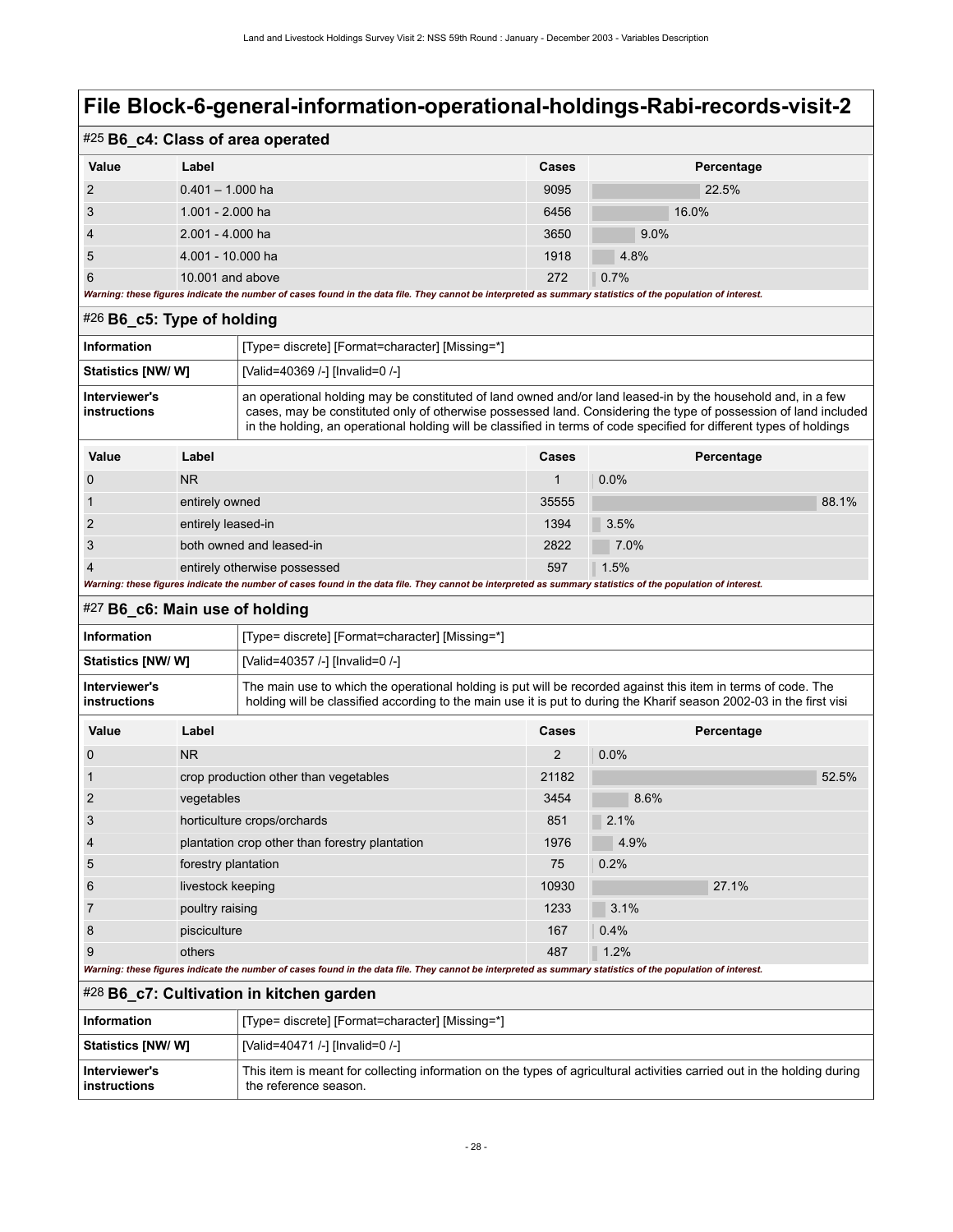# File Block-6-general-information-operational-holdings-Rabi-records-visit-2

## #25 B6_c4: Class of area operated

| Value | Label | Cases | Percentage |
|---|---|---|---|
| 2 | 0.401 – 1.000 ha | 9095 | 22.5% |
| 3 | 1.001 - 2.000 ha | 6456 | 16.0% |
| 4 | 2.001 - 4.000 ha | 3650 | 9.0% |
| 5 | 4.001 - 10.000 ha | 1918 | 4.8% |
| 6 | 10.001 and above | 272 | 0.7% |

*Warning: these figures indicate the number of cases found in the data file. They cannot be interpreted as summary statistics of the population of interest.*

## #26 B6_c5: Type of holding

| | |
|---|---|
| **Information** | [Type= discrete] [Format=character] [Missing=*] |
| **Statistics [NW/ W]** | [Valid=40369 /-] [Invalid=0 /-] |
| **Interviewer's instructions** | an operational holding may be constituted of land owned and/or land leased-in by the household and, in a few cases, may be constituted only of otherwise possessed land. Considering the type of possession of land included in the holding, an operational holding will be classified in terms of code specified for different types of holdings |

| Value | Label | Cases | Percentage |
|---|---|---|---|
| 0 | NR | 1 | 0.0% |
| 1 | entirely owned | 35555 | 88.1% |
| 2 | entirely leased-in | 1394 | 3.5% |
| 3 | both owned and leased-in | 2822 | 7.0% |
| 4 | entirely otherwise possessed | 597 | 1.5% |

*Warning: these figures indicate the number of cases found in the data file. They cannot be interpreted as summary statistics of the population of interest.*

## #27 B6_c6: Main use of holding

| | |
|---|---|
| **Information** | [Type= discrete] [Format=character] [Missing=*] |
| **Statistics [NW/ W]** | [Valid=40357 /-] [Invalid=0 /-] |
| **Interviewer's instructions** | The main use to which the operational holding is put will be recorded against this item in terms of code. The holding will be classified according to the main use it is put to during the Kharif season 2002-03 in the first visi |

| Value | Label | Cases | Percentage |
|---|---|---|---|
| 0 | NR | 2 | 0.0% |
| 1 | crop production other than vegetables | 21182 | 52.5% |
| 2 | vegetables | 3454 | 8.6% |
| 3 | horticulture crops/orchards | 851 | 2.1% |
| 4 | plantation crop other than forestry plantation | 1976 | 4.9% |
| 5 | forestry plantation | 75 | 0.2% |
| 6 | livestock keeping | 10930 | 27.1% |
| 7 | poultry raising | 1233 | 3.1% |
| 8 | pisciculture | 167 | 0.4% |
| 9 | others | 487 | 1.2% |

*Warning: these figures indicate the number of cases found in the data file. They cannot be interpreted as summary statistics of the population of interest.*

## #28 B6_c7: Cultivation in kitchen garden

| | |
|---|---|
| **Information** | [Type= discrete] [Format=character] [Missing=*] |
| **Statistics [NW/ W]** | [Valid=40471 /-] [Invalid=0 /-] |
| **Interviewer's instructions** | This item is meant for collecting information on the types of agricultural activities carried out in the holding during the reference season. |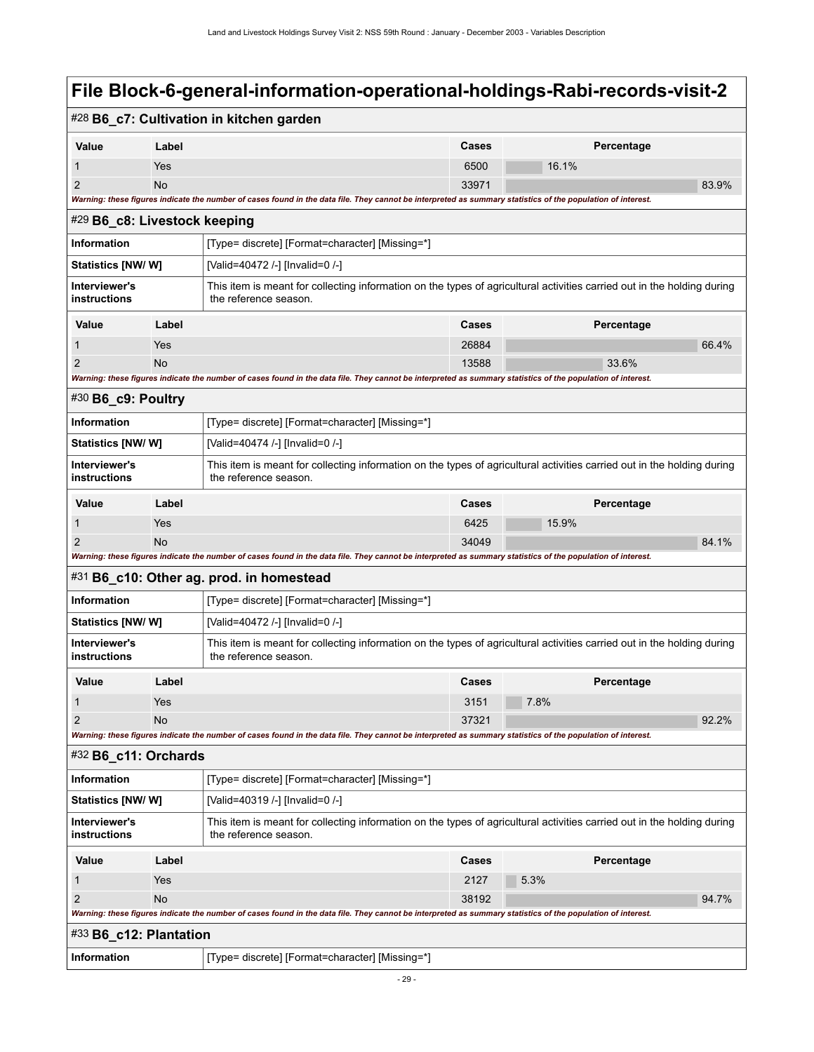# File Block-6-general-information-operational-holdings-Rabi-records-visit-2

## #28 B6_c7: Cultivation in kitchen garden

| Value | Label | Cases | Percentage |
|---|---|---|---|
| 1 | Yes | 6500 | 16.1% |
| 2 | No | 33971 | 83.9% |

*Warning: these figures indicate the number of cases found in the data file. They cannot be interpreted as summary statistics of the population of interest.*

## #29 B6_c8: Livestock keeping

| | |
|---|---|
| **Information** | [Type= discrete] [Format=character] [Missing=*] |
| **Statistics [NW/ W]** | [Valid=40472 /-] [Invalid=0 /-] |
| **Interviewer's instructions** | This item is meant for collecting information on the types of agricultural activities carried out in the holding during the reference season. |

| Value | Label | Cases | Percentage |
|---|---|---|---|
| 1 | Yes | 26884 | 66.4% |
| 2 | No | 13588 | 33.6% |

*Warning: these figures indicate the number of cases found in the data file. They cannot be interpreted as summary statistics of the population of interest.*

## #30 B6_c9: Poultry

| | |
|---|---|
| **Information** | [Type= discrete] [Format=character] [Missing=*] |
| **Statistics [NW/ W]** | [Valid=40474 /-] [Invalid=0 /-] |
| **Interviewer's instructions** | This item is meant for collecting information on the types of agricultural activities carried out in the holding during the reference season. |

| Value | Label | Cases | Percentage |
|---|---|---|---|
| 1 | Yes | 6425 | 15.9% |
| 2 | No | 34049 | 84.1% |

*Warning: these figures indicate the number of cases found in the data file. They cannot be interpreted as summary statistics of the population of interest.*

## #31 B6_c10: Other ag. prod. in homestead

| | |
|---|---|
| **Information** | [Type= discrete] [Format=character] [Missing=*] |
| **Statistics [NW/ W]** | [Valid=40472 /-] [Invalid=0 /-] |
| **Interviewer's instructions** | This item is meant for collecting information on the types of agricultural activities carried out in the holding during the reference season. |

| Value | Label | Cases | Percentage |
|---|---|---|---|
| 1 | Yes | 3151 | 7.8% |
| 2 | No | 37321 | 92.2% |

*Warning: these figures indicate the number of cases found in the data file. They cannot be interpreted as summary statistics of the population of interest.*

## #32 B6_c11: Orchards

| | |
|---|---|
| **Information** | [Type= discrete] [Format=character] [Missing=*] |
| **Statistics [NW/ W]** | [Valid=40319 /-] [Invalid=0 /-] |
| **Interviewer's instructions** | This item is meant for collecting information on the types of agricultural activities carried out in the holding during the reference season. |

| Value | Label | Cases | Percentage |
|---|---|---|---|
| 1 | Yes | 2127 | 5.3% |
| 2 | No | 38192 | 94.7% |

*Warning: these figures indicate the number of cases found in the data file. They cannot be interpreted as summary statistics of the population of interest.*

## #33 B6_c12: Plantation

| | |
|---|---|
| **Information** | [Type= discrete] [Format=character] [Missing=*] |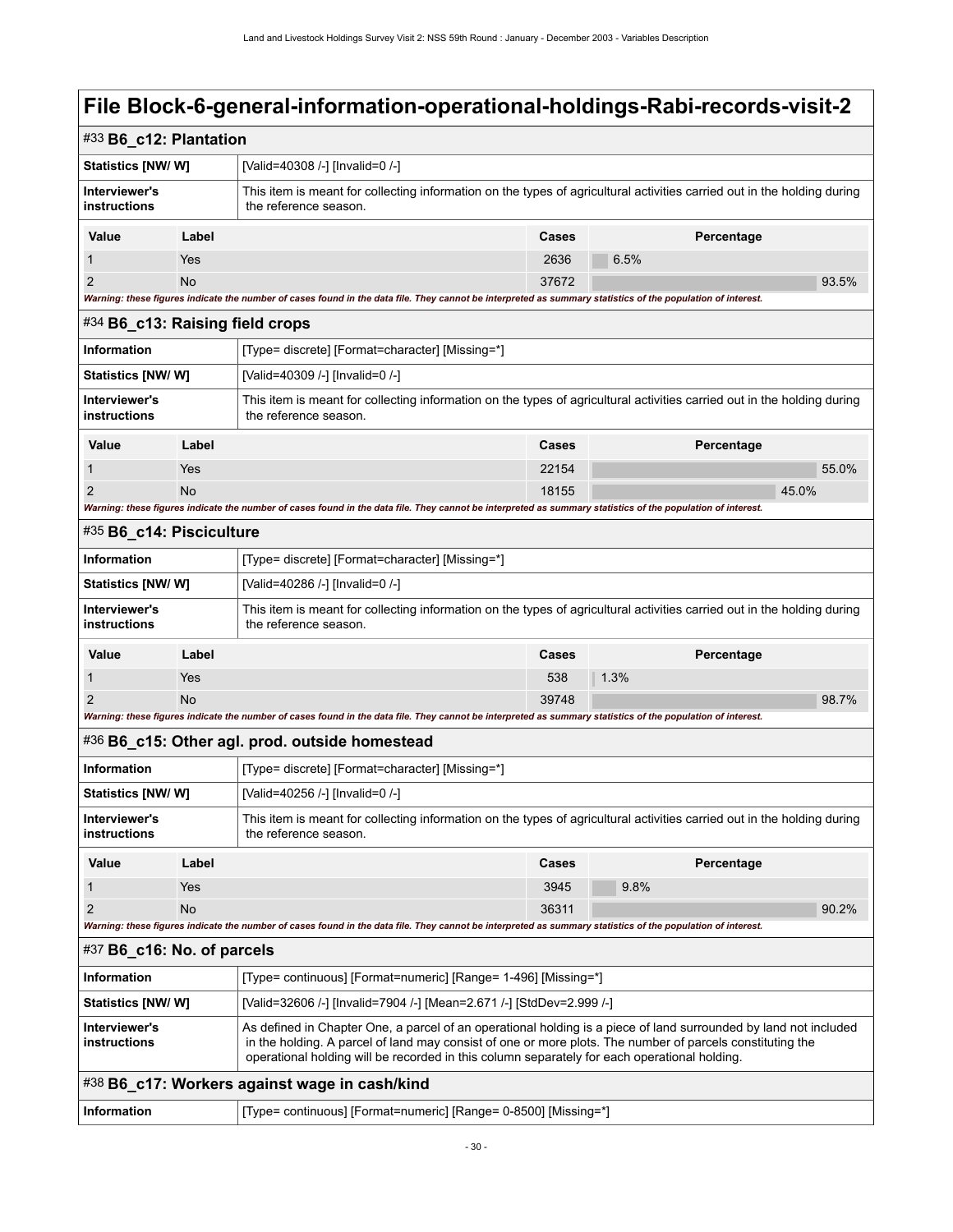# File Block-6-general-information-operational-holdings-Rabi-records-visit-2

## #33 B6_c12: Plantation

| | |
|---|---|
| **Statistics [NW/ W]** | [Valid=40308 /-] [Invalid=0 /-] |
| **Interviewer's instructions** | This item is meant for collecting information on the types of agricultural activities carried out in the holding during the reference season. |

| Value | Label | Cases | Percentage |
|---|---|---|---|
| 1 | Yes | 2636 | 6.5% |
| 2 | No | 37672 | 93.5% |

*Warning: these figures indicate the number of cases found in the data file. They cannot be interpreted as summary statistics of the population of interest.*

## #34 B6_c13: Raising field crops

| | |
|---|---|
| **Information** | [Type= discrete] [Format=character] [Missing=*] |
| **Statistics [NW/ W]** | [Valid=40309 /-] [Invalid=0 /-] |
| **Interviewer's instructions** | This item is meant for collecting information on the types of agricultural activities carried out in the holding during the reference season. |

| Value | Label | Cases | Percentage |
|---|---|---|---|
| 1 | Yes | 22154 | 55.0% |
| 2 | No | 18155 | 45.0% |

*Warning: these figures indicate the number of cases found in the data file. They cannot be interpreted as summary statistics of the population of interest.*

## #35 B6_c14: Pisciculture

| | |
|---|---|
| **Information** | [Type= discrete] [Format=character] [Missing=*] |
| **Statistics [NW/ W]** | [Valid=40286 /-] [Invalid=0 /-] |
| **Interviewer's instructions** | This item is meant for collecting information on the types of agricultural activities carried out in the holding during the reference season. |

| Value | Label | Cases | Percentage |
|---|---|---|---|
| 1 | Yes | 538 | 1.3% |
| 2 | No | 39748 | 98.7% |

*Warning: these figures indicate the number of cases found in the data file. They cannot be interpreted as summary statistics of the population of interest.*

## #36 B6_c15: Other agl. prod. outside homestead

| | |
|---|---|
| **Information** | [Type= discrete] [Format=character] [Missing=*] |
| **Statistics [NW/ W]** | [Valid=40256 /-] [Invalid=0 /-] |
| **Interviewer's instructions** | This item is meant for collecting information on the types of agricultural activities carried out in the holding during the reference season. |

| Value | Label | Cases | Percentage |
|---|---|---|---|
| 1 | Yes | 3945 | 9.8% |
| 2 | No | 36311 | 90.2% |

*Warning: these figures indicate the number of cases found in the data file. They cannot be interpreted as summary statistics of the population of interest.*

## #37 B6_c16: No. of parcels

| | |
|---|---|
| **Information** | [Type= continuous] [Format=numeric] [Range= 1-496] [Missing=*] |
| **Statistics [NW/ W]** | [Valid=32606 /-] [Invalid=7904 /-] [Mean=2.671 /-] [StdDev=2.999 /-] |
| **Interviewer's instructions** | As defined in Chapter One, a parcel of an operational holding is a piece of land surrounded by land not included in the holding. A parcel of land may consist of one or more plots. The number of parcels constituting the operational holding will be recorded in this column separately for each operational holding. |

## #38 B6_c17: Workers against wage in cash/kind

| | |
|---|---|
| **Information** | [Type= continuous] [Format=numeric] [Range= 0-8500] [Missing=*] |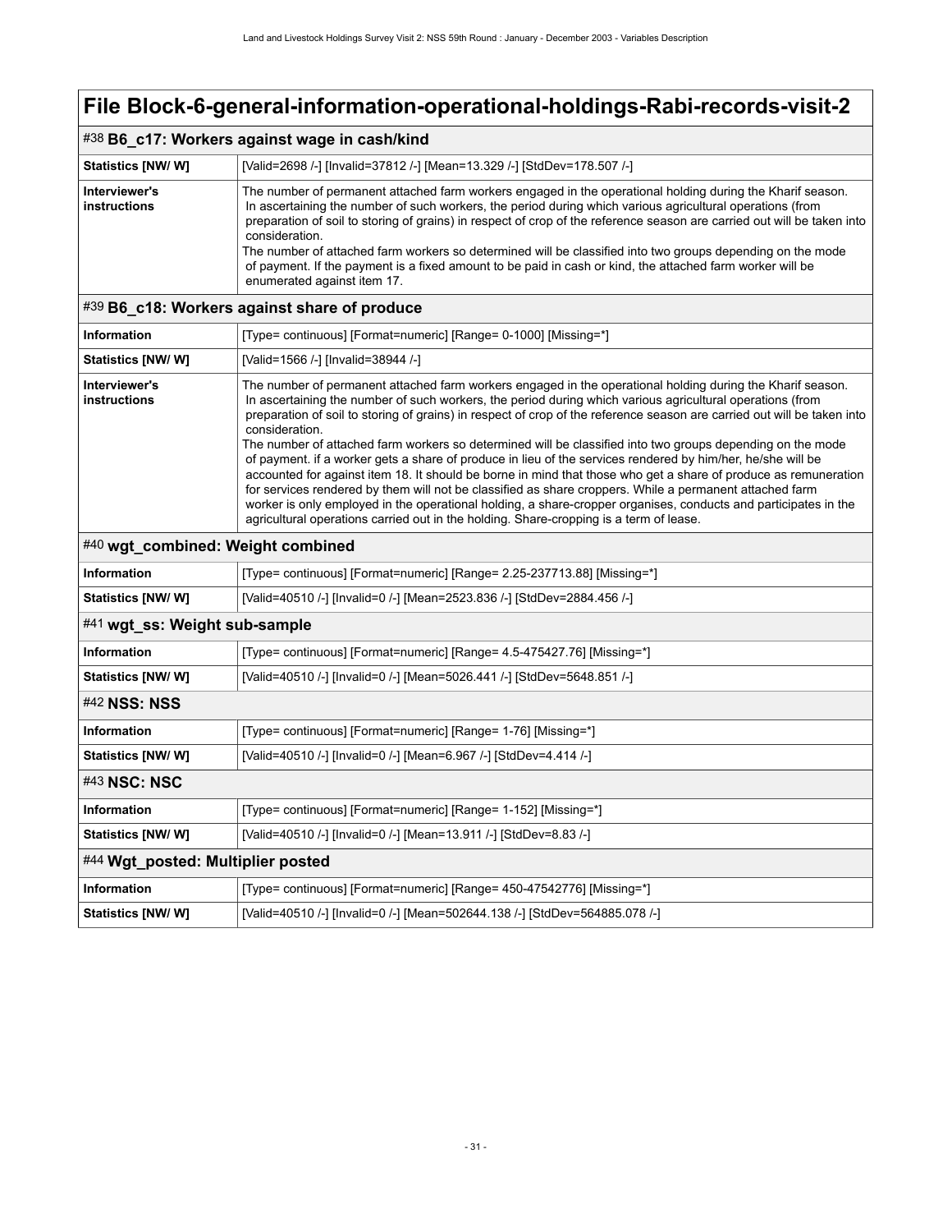# File Block-6-general-information-operational-holdings-Rabi-records-visit-2

## #38 B6_c17: Workers against wage in cash/kind

| | |
|---|---|
| **Statistics [NW/ W]** | [Valid=2698 /-] [Invalid=37812 /-] [Mean=13.329 /-] [StdDev=178.507 /-] |
| **Interviewer's instructions** | The number of permanent attached farm workers engaged in the operational holding during the Kharif season. In ascertaining the number of such workers, the period during which various agricultural operations (from preparation of soil to storing of grains) in respect of crop of the reference season are carried out will be taken into consideration. The number of attached farm workers so determined will be classified into two groups depending on the mode of payment. If the payment is a fixed amount to be paid in cash or kind, the attached farm worker will be enumerated against item 17. |

## #39 B6_c18: Workers against share of produce

| | |
|---|---|
| **Information** | [Type= continuous] [Format=numeric] [Range= 0-1000] [Missing=*] |
| **Statistics [NW/ W]** | [Valid=1566 /-] [Invalid=38944 /-] |
| **Interviewer's instructions** | The number of permanent attached farm workers engaged in the operational holding during the Kharif season. In ascertaining the number of such workers, the period during which various agricultural operations (from preparation of soil to storing of grains) in respect of crop of the reference season are carried out will be taken into consideration. The number of attached farm workers so determined will be classified into two groups depending on the mode of payment. if a worker gets a share of produce in lieu of the services rendered by him/her, he/she will be accounted for against item 18. It should be borne in mind that those who get a share of produce as remuneration for services rendered by them will not be classified as share croppers. While a permanent attached farm worker is only employed in the operational holding, a share-cropper organises, conducts and participates in the agricultural operations carried out in the holding. Share-cropping is a term of lease. |

## #40 wgt_combined: Weight combined

| | |
|---|---|
| **Information** | [Type= continuous] [Format=numeric] [Range= 2.25-237713.88] [Missing=*] |
| **Statistics [NW/ W]** | [Valid=40510 /-] [Invalid=0 /-] [Mean=2523.836 /-] [StdDev=2884.456 /-] |

## #41 wgt_ss: Weight sub-sample

| | |
|---|---|
| **Information** | [Type= continuous] [Format=numeric] [Range= 4.5-475427.76] [Missing=*] |
| **Statistics [NW/ W]** | [Valid=40510 /-] [Invalid=0 /-] [Mean=5026.441 /-] [StdDev=5648.851 /-] |

## #42 NSS: NSS

| | |
|---|---|
| **Information** | [Type= continuous] [Format=numeric] [Range= 1-76] [Missing=*] |
| **Statistics [NW/ W]** | [Valid=40510 /-] [Invalid=0 /-] [Mean=6.967 /-] [StdDev=4.414 /-] |

## #43 NSC: NSC

| | |
|---|---|
| **Information** | [Type= continuous] [Format=numeric] [Range= 1-152] [Missing=*] |
| **Statistics [NW/ W]** | [Valid=40510 /-] [Invalid=0 /-] [Mean=13.911 /-] [StdDev=8.83 /-] |

## #44 Wgt_posted: Multiplier posted

| | |
|---|---|
| **Information** | [Type= continuous] [Format=numeric] [Range= 450-47542776] [Missing=*] |
| **Statistics [NW/ W]** | [Valid=40510 /-] [Invalid=0 /-] [Mean=502644.138 /-] [StdDev=564885.078 /-] |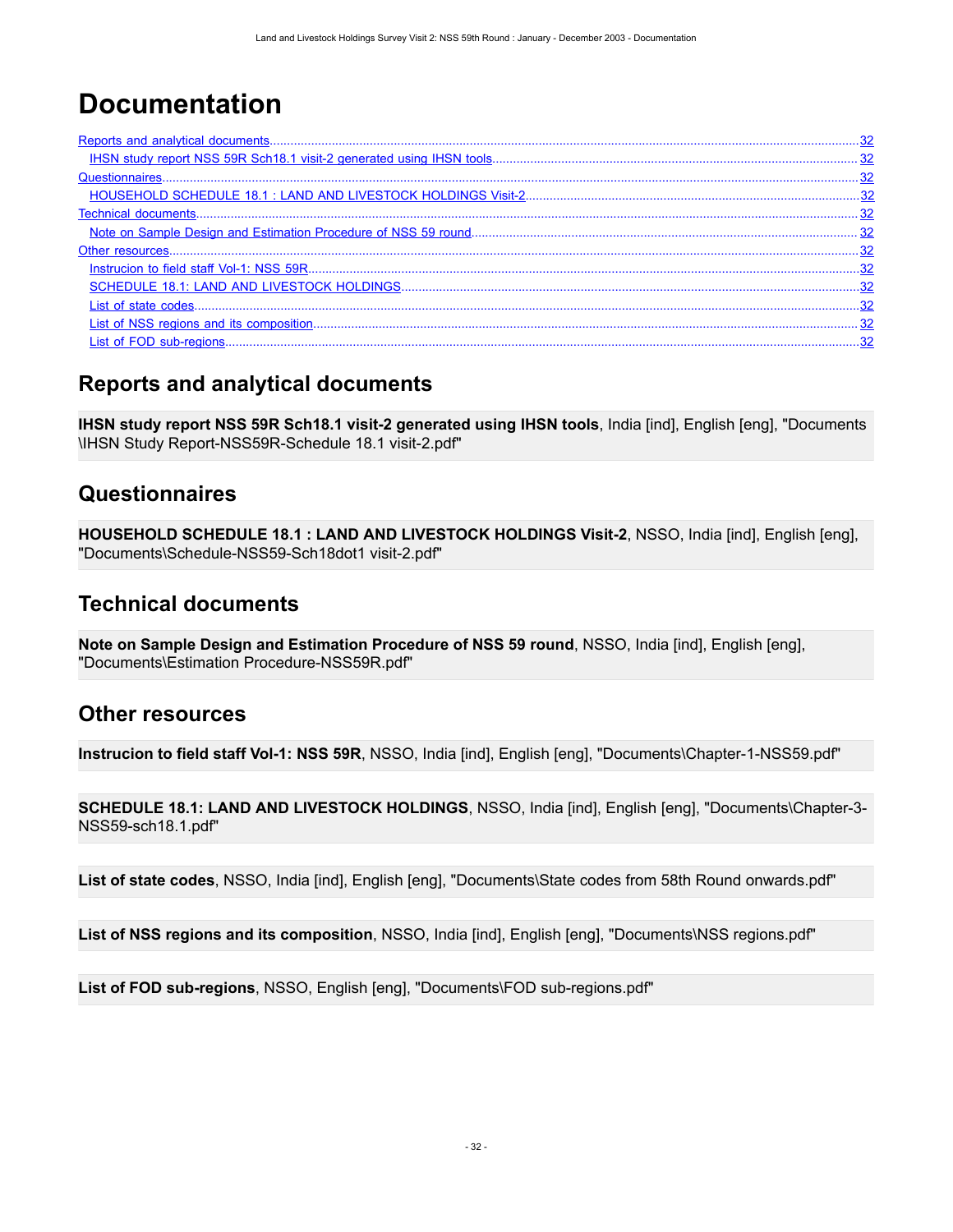# Documentation

[Reports and analytical documents](#) ........................................................................................................ 32
[IHSN study report NSS 59R Sch18.1 visit-2 generated using IHSN tools](#) ........................................................ 32
[Questionnaires](#) ........................................................................................................ 32
[HOUSEHOLD SCHEDULE 18.1 : LAND AND LIVESTOCK HOLDINGS Visit-2](#) ........................................................ 32
[Technical documents](#) ........................................................................................................ 32
[Note on Sample Design and Estimation Procedure of NSS 59 round](#) ........................................................ 32
[Other resources](#) ........................................................................................................ 32
[Instrucion to field staff Vol-1: NSS 59R](#) ........................................................................................................ 32
[SCHEDULE 18.1: LAND AND LIVESTOCK HOLDINGS](#) ........................................................................................................ 32
[List of state codes](#) ........................................................................................................ 32
[List of NSS regions and its composition](#) ........................................................................................................ 32
[List of FOD sub-regions](#) ........................................................................................................ 32

## Reports and analytical documents

**IHSN study report NSS 59R Sch18.1 visit-2 generated using IHSN tools**, India [ind], English [eng], "Documents\IHSN Study Report-NSS59R-Schedule 18.1 visit-2.pdf"

## Questionnaires

**HOUSEHOLD SCHEDULE 18.1 : LAND AND LIVESTOCK HOLDINGS Visit-2**, NSSO, India [ind], English [eng], "Documents\Schedule-NSS59-Sch18dot1 visit-2.pdf"

## Technical documents

**Note on Sample Design and Estimation Procedure of NSS 59 round**, NSSO, India [ind], English [eng], "Documents\Estimation Procedure-NSS59R.pdf"

## Other resources

**Instrucion to field staff Vol-1: NSS 59R**, NSSO, India [ind], English [eng], "Documents\Chapter-1-NSS59.pdf"

**SCHEDULE 18.1: LAND AND LIVESTOCK HOLDINGS**, NSSO, India [ind], English [eng], "Documents\Chapter-3-NSS59-sch18.1.pdf"

**List of state codes**, NSSO, India [ind], English [eng], "Documents\State codes from 58th Round onwards.pdf"

**List of NSS regions and its composition**, NSSO, India [ind], English [eng], "Documents\NSS regions.pdf"

**List of FOD sub-regions**, NSSO, English [eng], "Documents\FOD sub-regions.pdf"